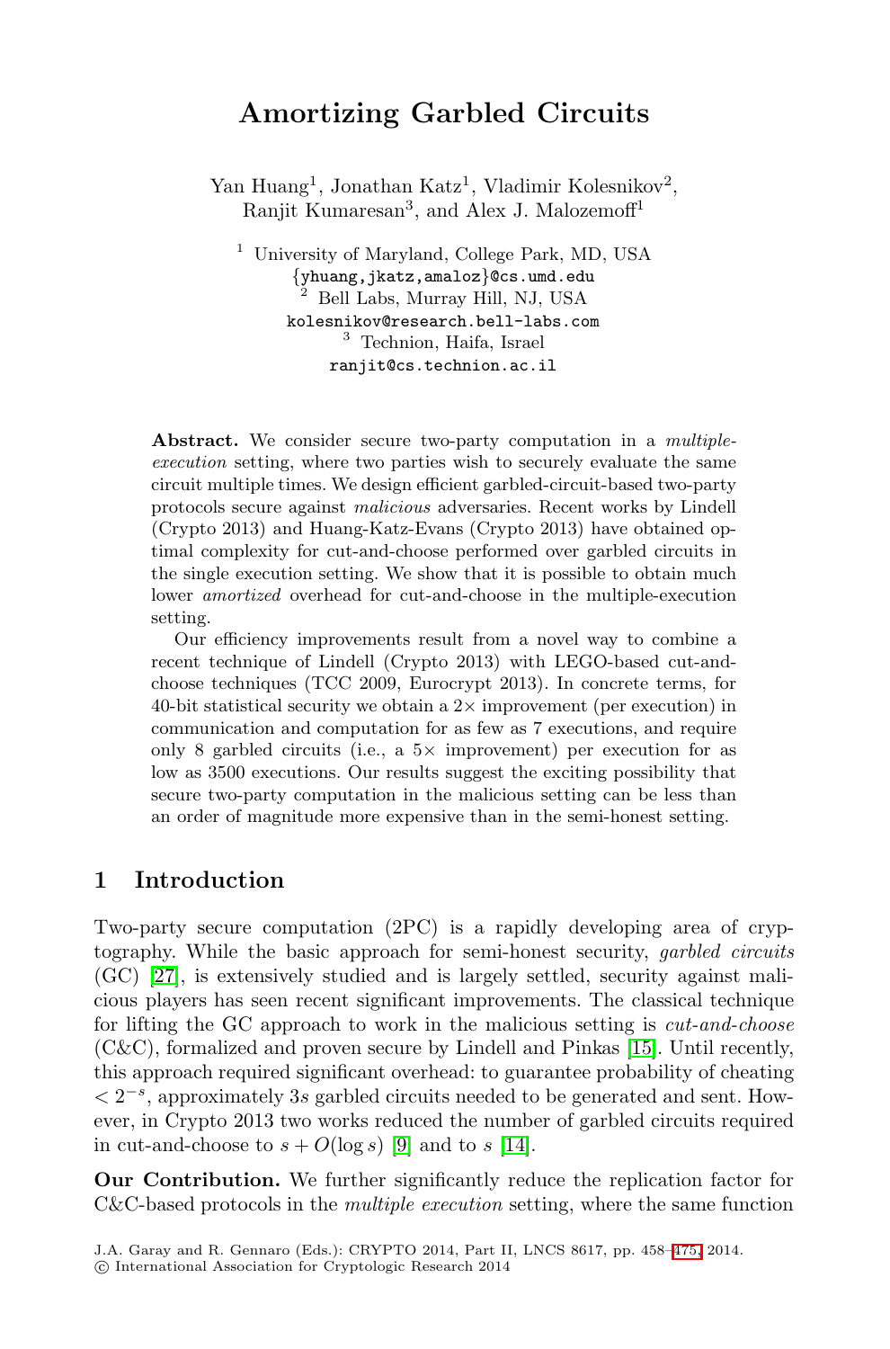# Amortizing Garbled Circuits

Yan Huang[1], Jonathan Katz[1], Vladimir Kolesnikov[2], Ranjit Kumaresan[3], and Alex J. Malozemoff[1]

[1] University of Maryland, College Park, MD, USA
{yhuang,jkatz,amaloz}@cs.umd.edu

[2] Bell Labs, Murray Hill, NJ, USA
kolesnikov@research.bell-labs.com

[3] Technion, Haifa, Israel
ranjit@cs.technion.ac.il

**Abstract.** We consider secure two-party computation in a *multiple-execution* setting, where two parties wish to securely evaluate the same circuit multiple times. We design efficient garbled-circuit-based two-party protocols secure against *malicious* adversaries. Recent works by Lindell (Crypto 2013) and Huang-Katz-Evans (Crypto 2013) have obtained optimal complexity for cut-and-choose performed over garbled circuits in the single execution setting. We show that it is possible to obtain much lower *amortized* overhead for cut-and-choose in the multiple-execution setting.

Our efficiency improvements result from a novel way to combine a recent technique of Lindell (Crypto 2013) with LEGO-based cut-and-choose techniques (TCC 2009, Eurocrypt 2013). In concrete terms, for 40-bit statistical security we obtain a 2× improvement (per execution) in communication and computation for as few as 7 executions, and require only 8 garbled circuits (i.e., a 5× improvement) per execution for as low as 3500 executions. Our results suggest the exciting possibility that secure two-party computation in the malicious setting can be less than an order of magnitude more expensive than in the semi-honest setting.

## 1 Introduction

Two-party secure computation (2PC) is a rapidly developing area of cryptography. While the basic approach for semi-honest security, *garbled circuits* (GC) [27], is extensively studied and is largely settled, security against malicious players has seen recent significant improvements. The classical technique for lifting the GC approach to work in the malicious setting is *cut-and-choose* (C&C), formalized and proven secure by Lindell and Pinkas [15]. Until recently, this approach required significant overhead: to guarantee probability of cheating $< 2^{-s}$, approximately $3s$ garbled circuits needed to be generated and sent. However, in Crypto 2013 two works reduced the number of garbled circuits required in cut-and-choose to $s + O(\log s)$ [9] and to $s$ [14].

**Our Contribution.** We further significantly reduce the replication factor for C&C-based protocols in the *multiple execution* setting, where the same function

J.A. Garay and R. Gennaro (Eds.): CRYPTO 2014, Part II, LNCS 8617, pp. 458–475, 2014.
© International Association for Cryptologic Research 2014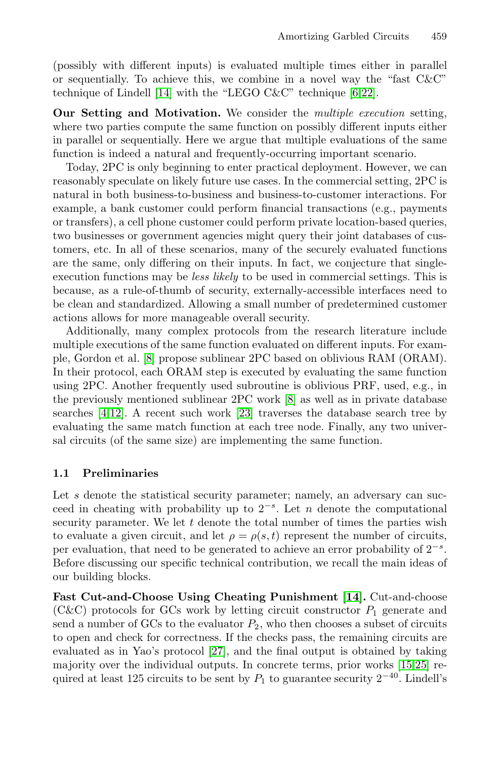(possibly with different inputs) is evaluated multiple times either in parallel or sequentially. To achieve this, we combine in a novel way the "fast C&C" technique of Lindell [14] with the "LEGO C&C" technique [6,22].

**Our Setting and Motivation.** We consider the *multiple execution* setting, where two parties compute the same function on possibly different inputs either in parallel or sequentially. Here we argue that multiple evaluations of the same function is indeed a natural and frequently-occurring important scenario.

Today, 2PC is only beginning to enter practical deployment. However, we can reasonably speculate on likely future use cases. In the commercial setting, 2PC is natural in both business-to-business and business-to-customer interactions. For example, a bank customer could perform financial transactions (e.g., payments or transfers), a cell phone customer could perform private location-based queries, two businesses or government agencies might query their joint databases of customers, etc. In all of these scenarios, many of the securely evaluated functions are the same, only differing on their inputs. In fact, we conjecture that single-execution functions may be *less likely* to be used in commercial settings. This is because, as a rule-of-thumb of security, externally-accessible interfaces need to be clean and standardized. Allowing a small number of predetermined customer actions allows for more manageable overall security.

Additionally, many complex protocols from the research literature include multiple executions of the same function evaluated on different inputs. For example, Gordon et al. [8] propose sublinear 2PC based on oblivious RAM (ORAM). In their protocol, each ORAM step is executed by evaluating the same function using 2PC. Another frequently used subroutine is oblivious PRF, used, e.g., in the previously mentioned sublinear 2PC work [8] as well as in private database searches [4,12]. A recent such work [23] traverses the database search tree by evaluating the same match function at each tree node. Finally, any two universal circuits (of the same size) are implementing the same function.

### 1.1 Preliminaries

Let $s$ denote the statistical security parameter; namely, an adversary can succeed in cheating with probability up to $2^{-s}$. Let $n$ denote the computational security parameter. We let $t$ denote the total number of times the parties wish to evaluate a given circuit, and let $\rho = \rho(s, t)$ represent the number of circuits, per evaluation, that need to be generated to achieve an error probability of $2^{-s}$. Before discussing our specific technical contribution, we recall the main ideas of our building blocks.

**Fast Cut-and-Choose Using Cheating Punishment [14].** Cut-and-choose (C&C) protocols for GCs work by letting circuit constructor $P_1$ generate and send a number of GCs to the evaluator $P_2$, who then chooses a subset of circuits to open and check for correctness. If the checks pass, the remaining circuits are evaluated as in Yao's protocol [27], and the final output is obtained by taking majority over the individual outputs. In concrete terms, prior works [15,25] required at least 125 circuits to be sent by $P_1$ to guarantee security $2^{-40}$. Lindell's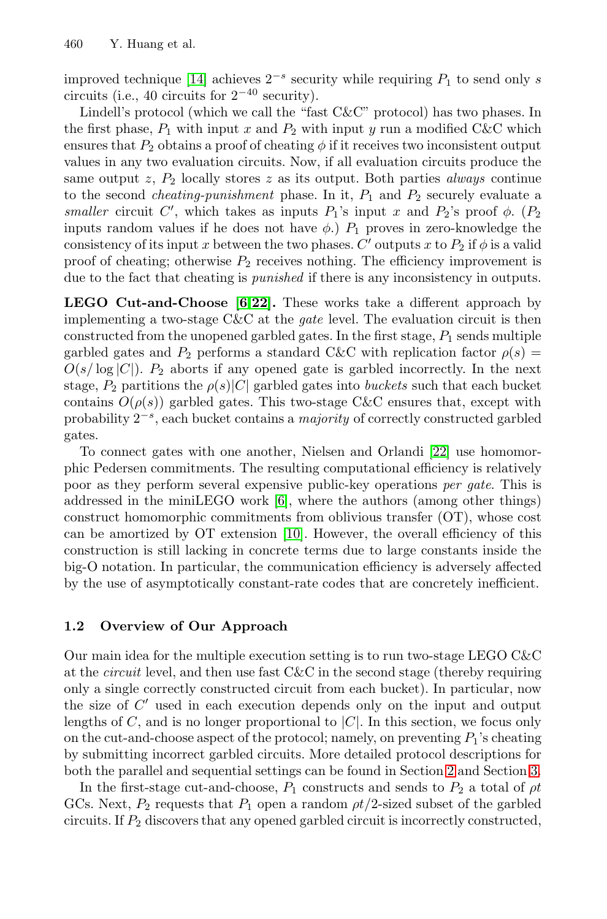improved technique [14] achieves $2^{-s}$ security while requiring $P_1$ to send only $s$ circuits (i.e., 40 circuits for $2^{-40}$ security).

Lindell's protocol (which we call the "fast C&C" protocol) has two phases. In the first phase, $P_1$ with input $x$ and $P_2$ with input $y$ run a modified C&C which ensures that $P_2$ obtains a proof of cheating $\phi$ if it receives two inconsistent output values in any two evaluation circuits. Now, if all evaluation circuits produce the same output $z$, $P_2$ locally stores $z$ as its output. Both parties *always* continue to the second *cheating-punishment* phase. In it, $P_1$ and $P_2$ securely evaluate a *smaller* circuit $C'$, which takes as inputs $P_1$'s input $x$ and $P_2$'s proof $\phi$. ($P_2$ inputs random values if he does not have $\phi$.) $P_1$ proves in zero-knowledge the consistency of its input $x$ between the two phases. $C'$ outputs $x$ to $P_2$ if $\phi$ is a valid proof of cheating; otherwise $P_2$ receives nothing. The efficiency improvement is due to the fact that cheating is *punished* if there is any inconsistency in outputs.

**LEGO Cut-and-Choose [6,22].** These works take a different approach by implementing a two-stage C&C at the *gate* level. The evaluation circuit is then constructed from the unopened garbled gates. In the first stage, $P_1$ sends multiple garbled gates and $P_2$ performs a standard C&C with replication factor $\rho(s) = O(s/\log|C|)$. $P_2$ aborts if any opened gate is garbled incorrectly. In the next stage, $P_2$ partitions the $\rho(s)|C|$ garbled gates into *buckets* such that each bucket contains $O(\rho(s))$ garbled gates. This two-stage C&C ensures that, except with probability $2^{-s}$, each bucket contains a *majority* of correctly constructed garbled gates.

To connect gates with one another, Nielsen and Orlandi [22] use homomorphic Pedersen commitments. The resulting computational efficiency is relatively poor as they perform several expensive public-key operations *per gate*. This is addressed in the miniLEGO work [6], where the authors (among other things) construct homomorphic commitments from oblivious transfer (OT), whose cost can be amortized by OT extension [10]. However, the overall efficiency of this construction is still lacking in concrete terms due to large constants inside the big-O notation. In particular, the communication efficiency is adversely affected by the use of asymptotically constant-rate codes that are concretely inefficient.

### 1.2 Overview of Our Approach

Our main idea for the multiple execution setting is to run two-stage LEGO C&C at the *circuit* level, and then use fast C&C in the second stage (thereby requiring only a single correctly constructed circuit from each bucket). In particular, now the size of $C'$ used in each execution depends only on the input and output lengths of $C$, and is no longer proportional to $|C|$. In this section, we focus only on the cut-and-choose aspect of the protocol; namely, on preventing $P_1$'s cheating by submitting incorrect garbled circuits. More detailed protocol descriptions for both the parallel and sequential settings can be found in Section 2 and Section 3.

In the first-stage cut-and-choose, $P_1$ constructs and sends to $P_2$ a total of $\rho t$ GCs. Next, $P_2$ requests that $P_1$ open a random $\rho t/2$-sized subset of the garbled circuits. If $P_2$ discovers that any opened garbled circuit is incorrectly constructed,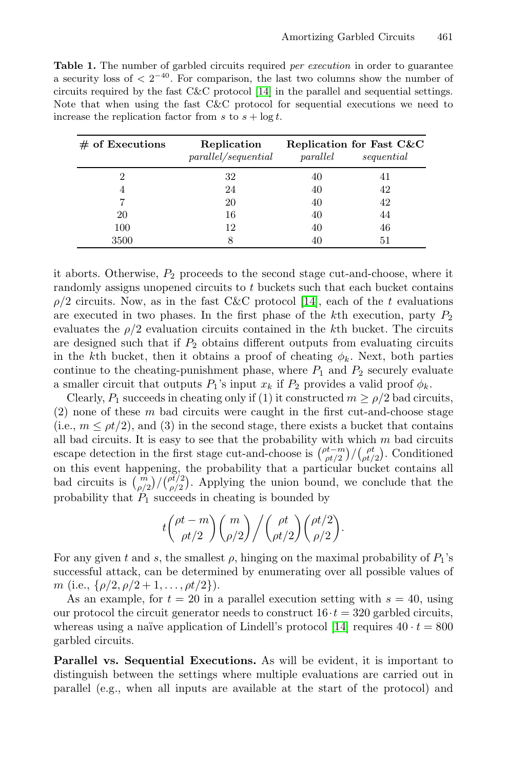**Table 1.** The number of garbled circuits required *per execution* in order to guarantee a security loss of $< 2^{-40}$. For comparison, the last two columns show the number of circuits required by the fast C&C protocol [14] in the parallel and sequential settings. Note that when using the fast C&C protocol for sequential executions we need to increase the replication factor from $s$ to $s + \log t$.

| # of Executions | Replication | Replication for Fast C&C | |
|---|---|---|---|
| | *parallel/sequential* | *parallel* | *sequential* |
| 2 | 32 | 40 | 41 |
| 4 | 24 | 40 | 42 |
| 7 | 20 | 40 | 42 |
| 20 | 16 | 40 | 44 |
| 100 | 12 | 40 | 46 |
| 3500 | 8 | 40 | 51 |

it aborts. Otherwise, $P_2$ proceeds to the second stage cut-and-choose, where it randomly assigns unopened circuits to $t$ buckets such that each bucket contains $\rho/2$ circuits. Now, as in the fast C&C protocol [14], each of the $t$ evaluations are executed in two phases. In the first phase of the $k$th execution, party $P_2$ evaluates the $\rho/2$ evaluation circuits contained in the $k$th bucket. The circuits are designed such that if $P_2$ obtains different outputs from evaluating circuits in the $k$th bucket, then it obtains a proof of cheating $\phi_k$. Next, both parties continue to the cheating-punishment phase, where $P_1$ and $P_2$ securely evaluate a smaller circuit that outputs $P_1$'s input $x_k$ if $P_2$ provides a valid proof $\phi_k$.

Clearly, $P_1$ succeeds in cheating only if (1) it constructed $m \geq \rho/2$ bad circuits, (2) none of these $m$ bad circuits were caught in the first cut-and-choose stage (i.e., $m \leq \rho t/2$), and (3) in the second stage, there exists a bucket that contains all bad circuits. It is easy to see that the probability with which $m$ bad circuits escape detection in the first stage cut-and-choose is $\binom{\rho t - m}{\rho t/2} / \binom{\rho t}{\rho t/2}$. Conditioned on this event happening, the probability that a particular bucket contains all bad circuits is $\binom{m}{\rho/2} / \binom{\rho t/2}{\rho/2}$. Applying the union bound, we conclude that the probability that $P_1$ succeeds in cheating is bounded by

$$t \binom{\rho t - m}{\rho t/2} \binom{m}{\rho/2} \bigg/ \binom{\rho t}{\rho t/2} \binom{\rho t/2}{\rho/2}.$$

For any given $t$ and $s$, the smallest $\rho$, hinging on the maximal probability of $P_1$'s successful attack, can be determined by enumerating over all possible values of $m$ (i.e., $\{\rho/2, \rho/2 + 1, \ldots, \rho t/2\}$).

As an example, for $t = 20$ in a parallel execution setting with $s = 40$, using our protocol the circuit generator needs to construct $16 \cdot t = 320$ garbled circuits, whereas using a naïve application of Lindell's protocol [14] requires $40 \cdot t = 800$ garbled circuits.

**Parallel vs. Sequential Executions.** As will be evident, it is important to distinguish between the settings where multiple evaluations are carried out in parallel (e.g., when all inputs are available at the start of the protocol) and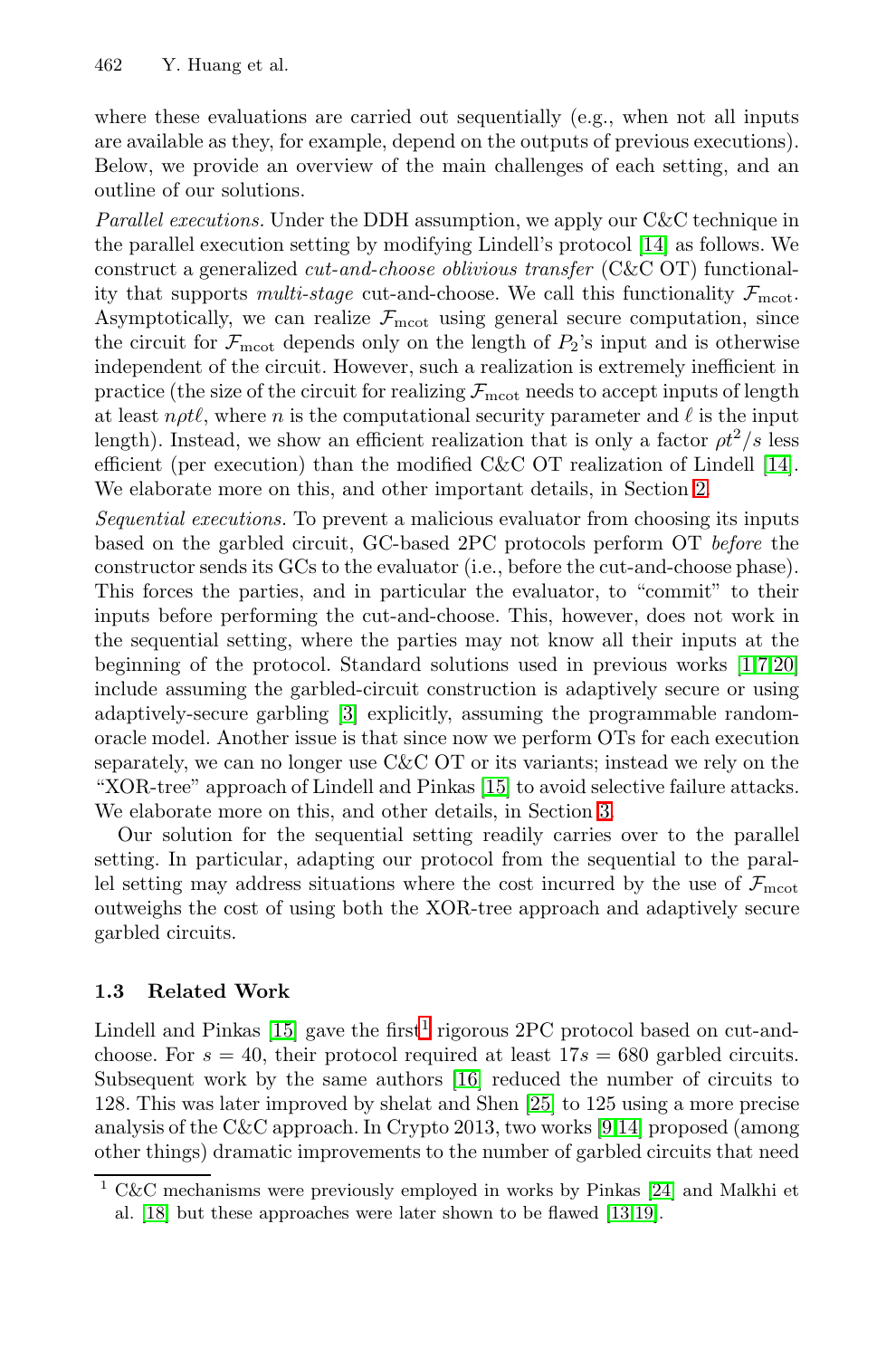where these evaluations are carried out sequentially (e.g., when not all inputs are available as they, for example, depend on the outputs of previous executions). Below, we provide an overview of the main challenges of each setting, and an outline of our solutions.

*Parallel executions.* Under the DDH assumption, we apply our C&C technique in the parallel execution setting by modifying Lindell's protocol [14] as follows. We construct a generalized *cut-and-choose oblivious transfer* (C&C OT) functionality that supports *multi-stage* cut-and-choose. We call this functionality $\mathcal{F}_{\text{mcot}}$. Asymptotically, we can realize $\mathcal{F}_{\text{mcot}}$ using general secure computation, since the circuit for $\mathcal{F}_{\text{mcot}}$ depends only on the length of $P_2$'s input and is otherwise independent of the circuit. However, such a realization is extremely inefficient in practice (the size of the circuit for realizing $\mathcal{F}_{\text{mcot}}$ needs to accept inputs of length at least $n\rho t\ell$, where $n$ is the computational security parameter and $\ell$ is the input length). Instead, we show an efficient realization that is only a factor $\rho t^2/s$ less efficient (per execution) than the modified C&C OT realization of Lindell [14]. We elaborate more on this, and other important details, in Section 2.

*Sequential executions.* To prevent a malicious evaluator from choosing its inputs based on the garbled circuit, GC-based 2PC protocols perform OT *before* the constructor sends its GCs to the evaluator (i.e., before the cut-and-choose phase). This forces the parties, and in particular the evaluator, to "commit" to their inputs before performing the cut-and-choose. This, however, does not work in the sequential setting, where the parties may not know all their inputs at the beginning of the protocol. Standard solutions used in previous works [1,7,20] include assuming the garbled-circuit construction is adaptively secure or using adaptively-secure garbling [3] explicitly, assuming the programmable random-oracle model. Another issue is that since now we perform OTs for each execution separately, we can no longer use C&C OT or its variants; instead we rely on the "XOR-tree" approach of Lindell and Pinkas [15] to avoid selective failure attacks. We elaborate more on this, and other details, in Section 3.

Our solution for the sequential setting readily carries over to the parallel setting. In particular, adapting our protocol from the sequential to the parallel setting may address situations where the cost incurred by the use of $\mathcal{F}_{\text{mcot}}$ outweighs the cost of using both the XOR-tree approach and adaptively secure garbled circuits.

### 1.3 Related Work

Lindell and Pinkas [15] gave the first[1] rigorous 2PC protocol based on cut-and-choose. For $s = 40$, their protocol required at least $17s = 680$ garbled circuits. Subsequent work by the same authors [16] reduced the number of circuits to 128. This was later improved by shelat and Shen [25] to 125 using a more precise analysis of the C&C approach. In Crypto 2013, two works [9,14] proposed (among other things) dramatic improvements to the number of garbled circuits that need

[1] C&C mechanisms were previously employed in works by Pinkas [24] and Malkhi et al. [18] but these approaches were later shown to be flawed [13,19].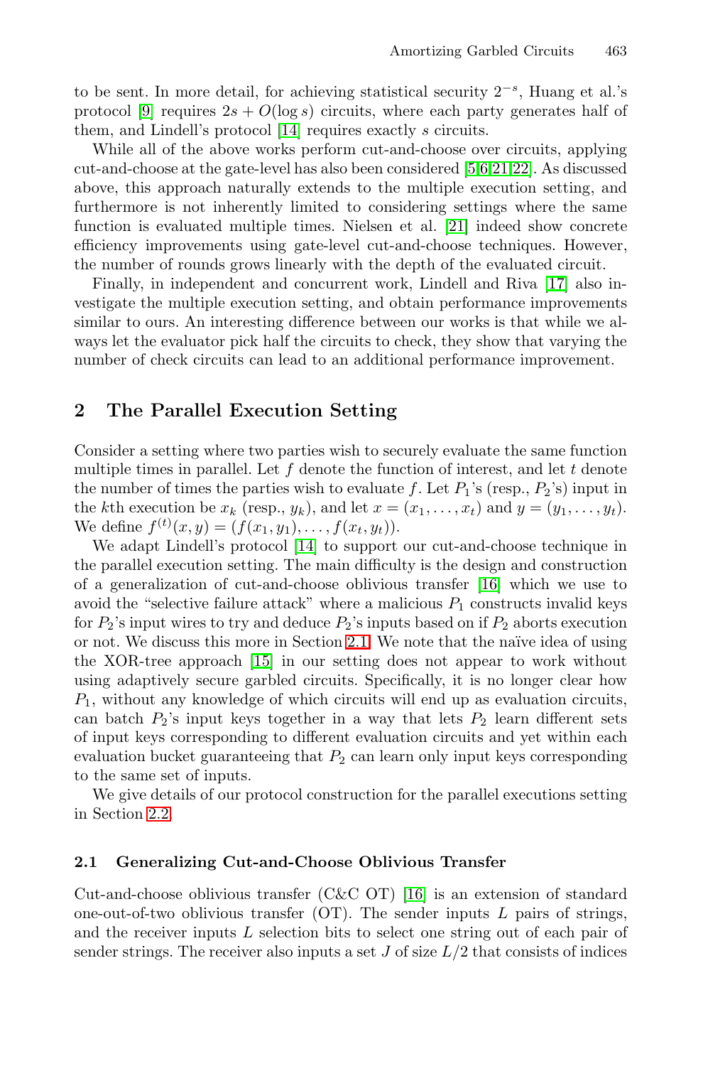to be sent. In more detail, for achieving statistical security $2^{-s}$, Huang et al.'s protocol [9] requires $2s + O(\log s)$ circuits, where each party generates half of them, and Lindell's protocol [14] requires exactly $s$ circuits.

While all of the above works perform cut-and-choose over circuits, applying cut-and-choose at the gate-level has also been considered [5,6,21,22]. As discussed above, this approach naturally extends to the multiple execution setting, and furthermore is not inherently limited to considering settings where the same function is evaluated multiple times. Nielsen et al. [21] indeed show concrete efficiency improvements using gate-level cut-and-choose techniques. However, the number of rounds grows linearly with the depth of the evaluated circuit.

Finally, in independent and concurrent work, Lindell and Riva [17] also investigate the multiple execution setting, and obtain performance improvements similar to ours. An interesting difference between our works is that while we always let the evaluator pick half the circuits to check, they show that varying the number of check circuits can lead to an additional performance improvement.

## 2 The Parallel Execution Setting

Consider a setting where two parties wish to securely evaluate the same function multiple times in parallel. Let $f$ denote the function of interest, and let $t$ denote the number of times the parties wish to evaluate $f$. Let $P_1$'s (resp., $P_2$'s) input in the $k$th execution be $x_k$ (resp., $y_k$), and let $x = (x_1, \ldots, x_t)$ and $y = (y_1, \ldots, y_t)$. We define $f^{(t)}(x, y) = (f(x_1, y_1), \ldots, f(x_t, y_t))$.

We adapt Lindell's protocol [14] to support our cut-and-choose technique in the parallel execution setting. The main difficulty is the design and construction of a generalization of cut-and-choose oblivious transfer [16] which we use to avoid the "selective failure attack" where a malicious $P_1$ constructs invalid keys for $P_2$'s input wires to try and deduce $P_2$'s inputs based on if $P_2$ aborts execution or not. We discuss this more in Section 2.1. We note that the naïve idea of using the XOR-tree approach [15] in our setting does not appear to work without using adaptively secure garbled circuits. Specifically, it is no longer clear how $P_1$, without any knowledge of which circuits will end up as evaluation circuits, can batch $P_2$'s input keys together in a way that lets $P_2$ learn different sets of input keys corresponding to different evaluation circuits and yet within each evaluation bucket guaranteeing that $P_2$ can learn only input keys corresponding to the same set of inputs.

We give details of our protocol construction for the parallel executions setting in Section 2.2.

### 2.1 Generalizing Cut-and-Choose Oblivious Transfer

Cut-and-choose oblivious transfer (C&C OT) [16] is an extension of standard one-out-of-two oblivious transfer (OT). The sender inputs $L$ pairs of strings, and the receiver inputs $L$ selection bits to select one string out of each pair of sender strings. The receiver also inputs a set $J$ of size $L/2$ that consists of indices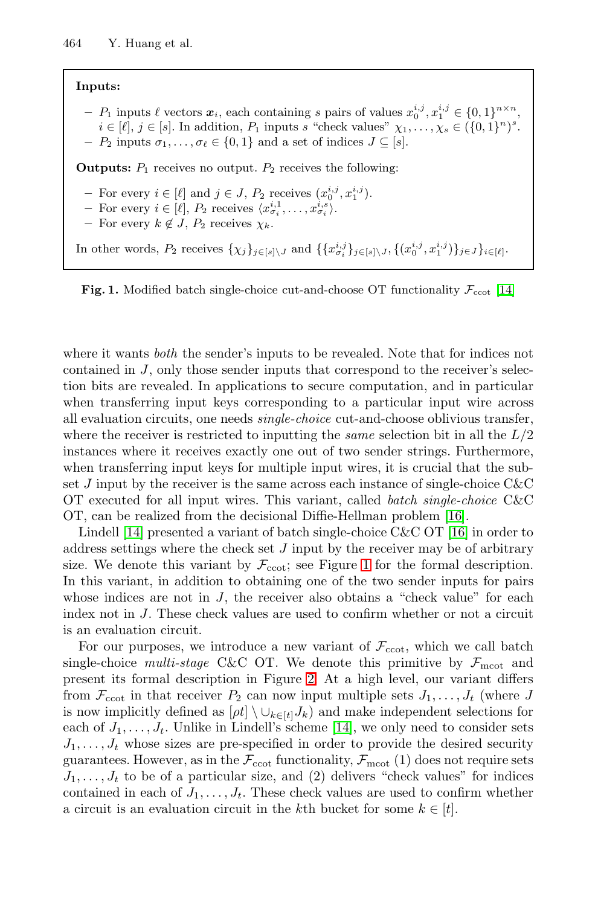**Inputs:**

- $P_1$ inputs $\ell$ vectors $\boldsymbol{x}_i$, each containing $s$ pairs of values $x_0^{i,j}, x_1^{i,j} \in \{0,1\}^{n \times n}$, $i \in [\ell]$, $j \in [s]$. In addition, $P_1$ inputs $s$ "check values" $\chi_1, \ldots, \chi_s \in (\{0,1\}^n)^s$.
- $P_2$ inputs $\sigma_1, \ldots, \sigma_\ell \in \{0,1\}$ and a set of indices $J \subseteq [s]$.

**Outputs:** $P_1$ receives no output. $P_2$ receives the following:

- For every $i \in [\ell]$ and $j \in J$, $P_2$ receives $(x_0^{i,j}, x_1^{i,j})$.
- For every $i \in [\ell]$, $P_2$ receives $\langle x_{\sigma_i}^{i,1}, \ldots, x_{\sigma_i}^{i,s} \rangle$.
- For every $k \notin J$, $P_2$ receives $\chi_k$.

In other words, $P_2$ receives $\{\chi_j\}_{j \in [s] \setminus J}$ and $\{\{x_{\sigma_i}^{i,j}\}_{j \in [s] \setminus J}, \{(x_0^{i,j}, x_1^{i,j})\}_{j \in J}\}_{i \in [\ell]}$.

**Fig. 1.** Modified batch single-choice cut-and-choose OT functionality $\mathcal{F}_{\text{ccot}}$ [14]

where it wants *both* the sender's inputs to be revealed. Note that for indices not contained in $J$, only those sender inputs that correspond to the receiver's selection bits are revealed. In applications to secure computation, and in particular when transferring input keys corresponding to a particular input wire across all evaluation circuits, one needs *single-choice* cut-and-choose oblivious transfer, where the receiver is restricted to inputting the *same* selection bit in all the $L/2$ instances where it receives exactly one out of two sender strings. Furthermore, when transferring input keys for multiple input wires, it is crucial that the subset $J$ input by the receiver is the same across each instance of single-choice C&C OT executed for all input wires. This variant, called *batch single-choice* C&C OT, can be realized from the decisional Diffie-Hellman problem [16].

Lindell [14] presented a variant of batch single-choice C&C OT [16] in order to address settings where the check set $J$ input by the receiver may be of arbitrary size. We denote this variant by $\mathcal{F}_{\text{ccot}}$; see Figure 1 for the formal description. In this variant, in addition to obtaining one of the two sender inputs for pairs whose indices are not in $J$, the receiver also obtains a "check value" for each index not in $J$. These check values are used to confirm whether or not a circuit is an evaluation circuit.

For our purposes, we introduce a new variant of $\mathcal{F}_{\text{ccot}}$, which we call batch single-choice *multi-stage* C&C OT. We denote this primitive by $\mathcal{F}_{\text{mcot}}$ and present its formal description in Figure 2. At a high level, our variant differs from $\mathcal{F}_{\text{ccot}}$ in that receiver $P_2$ can now input multiple sets $J_1, \ldots, J_t$ (where $J$ is now implicitly defined as $[\rho t] \setminus \cup_{k \in [t]} J_k$) and make independent selections for each of $J_1, \ldots, J_t$. Unlike in Lindell's scheme [14], we only need to consider sets $J_1, \ldots, J_t$ whose sizes are pre-specified in order to provide the desired security guarantees. However, as in the $\mathcal{F}_{\text{ccot}}$ functionality, $\mathcal{F}_{\text{mcot}}$ (1) does not require sets $J_1, \ldots, J_t$ to be of a particular size, and (2) delivers "check values" for indices contained in each of $J_1, \ldots, J_t$. These check values are used to confirm whether a circuit is an evaluation circuit in the $k$th bucket for some $k \in [t]$.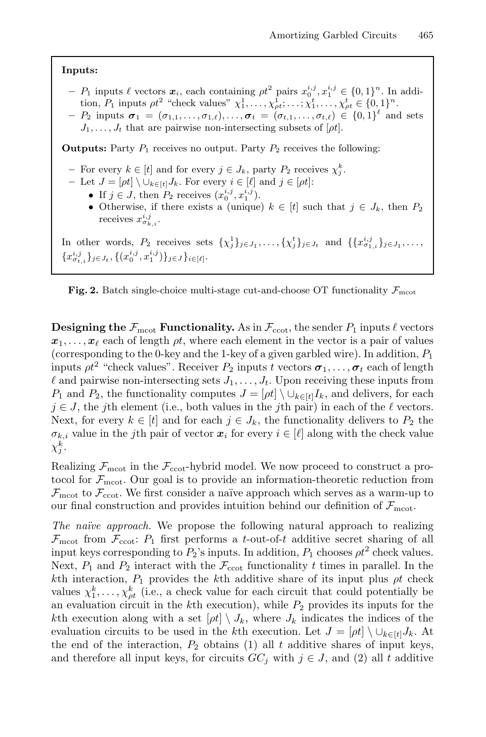**Inputs:**

- $P_1$ inputs $\ell$ vectors $\boldsymbol{x}_i$, each containing $\rho t^2$ pairs $x_0^{i,j}, x_1^{i,j} \in \{0,1\}^n$. In addition, $P_1$ inputs $\rho t^2$ "check values" $\chi_1^1, \ldots, \chi_{\rho t}^1; \ldots; \chi_1^t, \ldots, \chi_{\rho t}^t \in \{0,1\}^n$.
- $P_2$ inputs $\boldsymbol{\sigma}_1 = (\sigma_{1,1}, \ldots, \sigma_{1,\ell}), \ldots, \boldsymbol{\sigma}_t = (\sigma_{t,1}, \ldots, \sigma_{t,\ell}) \in \{0,1\}^\ell$ and sets $J_1, \ldots, J_t$ that are pairwise non-intersecting subsets of $[\rho t]$.

**Outputs:** Party $P_1$ receives no output. Party $P_2$ receives the following:

- For every $k \in [t]$ and for every $j \in J_k$, party $P_2$ receives $\chi_j^k$.
- Let $J = [\rho t] \setminus \cup_{k \in [t]} J_k$. For every $i \in [\ell]$ and $j \in [\rho t]$:
  - If $j \in J$, then $P_2$ receives $(x_0^{i,j}, x_1^{i,j})$.
  - Otherwise, if there exists a (unique) $k \in [t]$ such that $j \in J_k$, then $P_2$ receives $x_{\sigma_{k,i}}^{i,j}$.

In other words, $P_2$ receives sets $\{\chi_j^1\}_{j \in J_1}, \ldots, \{\chi_j^t\}_{j \in J_t}$ and $\{\{x_{\sigma_{1,i}}^{i,j}\}_{j \in J_1}, \ldots, \{x_{\sigma_{t,i}}^{i,j}\}_{j \in J_t}, \{(x_0^{i,j}, x_1^{i,j})\}_{j \in J}\}_{i \in [\ell]}$.

**Fig. 2.** Batch single-choice multi-stage cut-and-choose OT functionality $\mathcal{F}_{\text{mcot}}$

**Designing the $\mathcal{F}_{\text{mcot}}$ Functionality.** As in $\mathcal{F}_{\text{ccot}}$, the sender $P_1$ inputs $\ell$ vectors $\boldsymbol{x}_1, \ldots, \boldsymbol{x}_\ell$ each of length $\rho t$, where each element in the vector is a pair of values (corresponding to the 0-key and the 1-key of a given garbled wire). In addition, $P_1$ inputs $\rho t^2$ "check values". Receiver $P_2$ inputs $t$ vectors $\boldsymbol{\sigma}_1, \ldots, \boldsymbol{\sigma}_t$ each of length $\ell$ and pairwise non-intersecting sets $J_1, \ldots, J_t$. Upon receiving these inputs from $P_1$ and $P_2$, the functionality computes $J = [\rho t] \setminus \cup_{k \in [t]} I_k$, and delivers, for each $j \in J$, the $j$th element (i.e., both values in the $j$th pair) in each of the $\ell$ vectors. Next, for every $k \in [t]$ and for each $j \in J_k$, the functionality delivers to $P_2$ the $\sigma_{k,i}$ value in the $j$th pair of vector $\boldsymbol{x}_i$ for every $i \in [\ell]$ along with the check value $\chi_j^k$.

Realizing $\mathcal{F}_{\text{mcot}}$ in the $\mathcal{F}_{\text{ccot}}$-hybrid model. We now proceed to construct a protocol for $\mathcal{F}_{\text{mcot}}$. Our goal is to provide an information-theoretic reduction from $\mathcal{F}_{\text{mcot}}$ to $\mathcal{F}_{\text{ccot}}$. We first consider a naïve approach which serves as a warm-up to our final construction and provides intuition behind our definition of $\mathcal{F}_{\text{mcot}}$.

*The naïve approach.* We propose the following natural approach to realizing $\mathcal{F}_{\text{mcot}}$ from $\mathcal{F}_{\text{ccot}}$: $P_1$ first performs a $t$-out-of-$t$ additive secret sharing of all input keys corresponding to $P_2$'s inputs. In addition, $P_1$ chooses $\rho t^2$ check values. Next, $P_1$ and $P_2$ interact with the $\mathcal{F}_{\text{ccot}}$ functionality $t$ times in parallel. In the $k$th interaction, $P_1$ provides the $k$th additive share of its input plus $\rho t$ check values $\chi_1^k, \ldots, \chi_{\rho t}^k$ (i.e., a check value for each circuit that could potentially be an evaluation circuit in the $k$th execution), while $P_2$ provides its inputs for the $k$th execution along with a set $[\rho t] \setminus J_k$, where $J_k$ indicates the indices of the evaluation circuits to be used in the $k$th execution. Let $J = [\rho t] \setminus \cup_{k \in [t]} J_k$. At the end of the interaction, $P_2$ obtains (1) all $t$ additive shares of input keys, and therefore all input keys, for circuits $GC_j$ with $j \in J$, and (2) all $t$ additive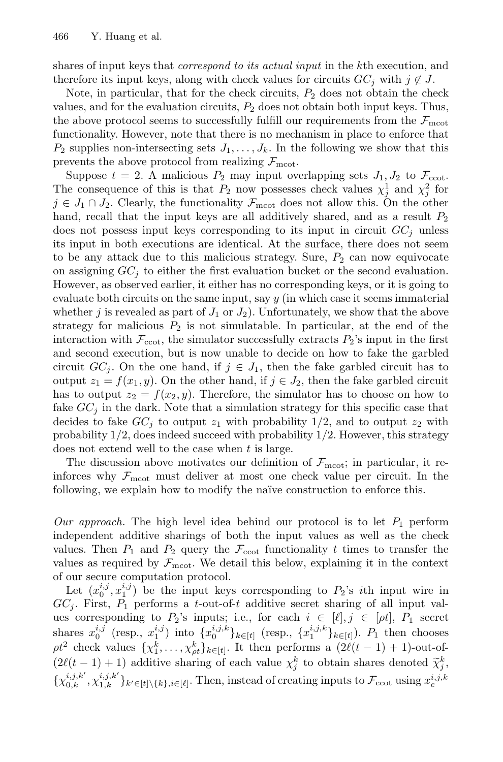shares of input keys that *correspond to its actual input* in the $k$th execution, and therefore its input keys, along with check values for circuits $GC_j$ with $j \notin J$.

Note, in particular, that for the check circuits, $P_2$ does not obtain the check values, and for the evaluation circuits, $P_2$ does not obtain both input keys. Thus, the above protocol seems to successfully fulfill our requirements from the $\mathcal{F}_{\text{mcot}}$ functionality. However, note that there is no mechanism in place to enforce that $P_2$ supplies non-intersecting sets $J_1, \ldots, J_k$. In the following we show that this prevents the above protocol from realizing $\mathcal{F}_{\text{mcot}}$.

Suppose $t = 2$. A malicious $P_2$ may input overlapping sets $J_1, J_2$ to $\mathcal{F}_{\text{ccot}}$. The consequence of this is that $P_2$ now possesses check values $\chi_j^1$ and $\chi_j^2$ for $j \in J_1 \cap J_2$. Clearly, the functionality $\mathcal{F}_{\text{mcot}}$ does not allow this. On the other hand, recall that the input keys are all additively shared, and as a result $P_2$ does not possess input keys corresponding to its input in circuit $GC_j$ unless its input in both executions are identical. At the surface, there does not seem to be any attack due to this malicious strategy. Sure, $P_2$ can now equivocate on assigning $GC_j$ to either the first evaluation bucket or the second evaluation. However, as observed earlier, it either has no corresponding keys, or it is going to evaluate both circuits on the same input, say $y$ (in which case it seems immaterial whether $j$ is revealed as part of $J_1$ or $J_2$). Unfortunately, we show that the above strategy for malicious $P_2$ is not simulatable. In particular, at the end of the interaction with $\mathcal{F}_{\text{ccot}}$, the simulator successfully extracts $P_2$'s input in the first and second execution, but is now unable to decide on how to fake the garbled circuit $GC_j$. On the one hand, if $j \in J_1$, then the fake garbled circuit has to output $z_1 = f(x_1, y)$. On the other hand, if $j \in J_2$, then the fake garbled circuit has to output $z_2 = f(x_2, y)$. Therefore, the simulator has to choose on how to fake $GC_j$ in the dark. Note that a simulation strategy for this specific case that decides to fake $GC_j$ to output $z_1$ with probability $1/2$, and to output $z_2$ with probability $1/2$, does indeed succeed with probability $1/2$. However, this strategy does not extend well to the case when $t$ is large.

The discussion above motivates our definition of $\mathcal{F}_{\text{mcot}}$; in particular, it reinforces why $\mathcal{F}_{\text{mcot}}$ must deliver at most one check value per circuit. In the following, we explain how to modify the naïve construction to enforce this.

*Our approach.* The high level idea behind our protocol is to let $P_1$ perform independent additive sharings of both the input values as well as the check values. Then $P_1$ and $P_2$ query the $\mathcal{F}_{\text{ccot}}$ functionality $t$ times to transfer the values as required by $\mathcal{F}_{\text{mcot}}$. We detail this below, explaining it in the context of our secure computation protocol.

Let $(x_0^{i,j}, x_1^{i,j})$ be the input keys corresponding to $P_2$'s $i$th input wire in $GC_j$. First, $P_1$ performs a $t$-out-of-$t$ additive secret sharing of all input values corresponding to $P_2$'s inputs; i.e., for each $i \in [\ell], j \in [\rho t]$, $P_1$ secret shares $x_0^{i,j}$ (resp., $x_1^{i,j}$) into $\{x_0^{i,j,k}\}_{k \in [t]}$ (resp., $\{x_1^{i,j,k}\}_{k \in [t]}$). $P_1$ then chooses $\rho t^2$ check values $\{\chi_1^k, \ldots, \chi_{\rho t}^k\}_{k \in [t]}$. It then performs a $(2\ell(t-1)+1)$-out-of-$(2\ell(t-1)+1)$ additive sharing of each value $\chi_j^k$ to obtain shares denoted $\widetilde{\chi}_j^k$, $\{\chi_{0,k}^{i,j,k'}, \chi_{1,k}^{i,j,k'}\}_{k' \in [t] \setminus \{k\}, i \in [\ell]}$. Then, instead of creating inputs to $\mathcal{F}_{\text{ccot}}$ using $x_c^{i,j,k}$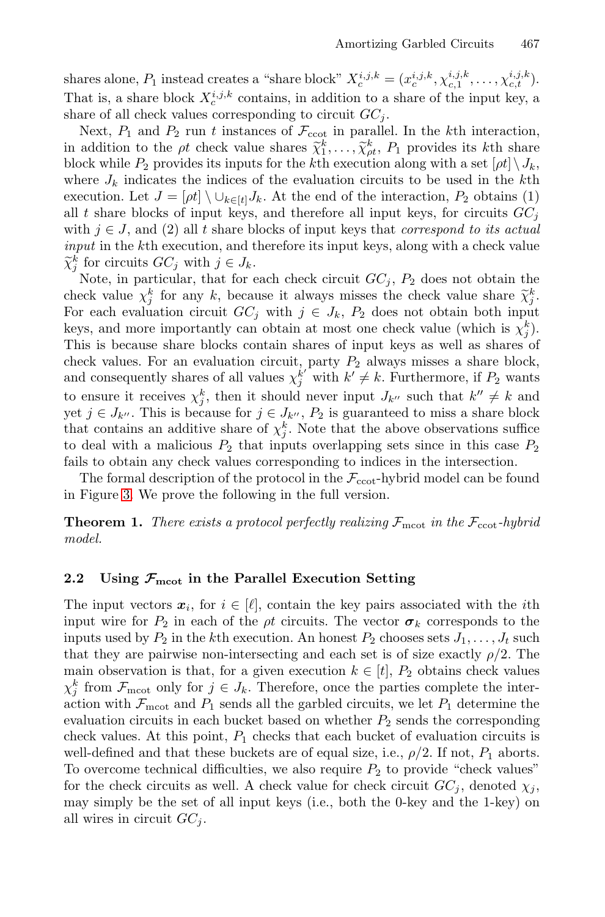shares alone, $P_1$ instead creates a "share block" $X_c^{i,j,k} = (x_c^{i,j,k}, \chi_{c,1}^{i,j,k}, \ldots, \chi_{c,t}^{i,j,k})$. That is, a share block $X_c^{i,j,k}$ contains, in addition to a share of the input key, a share of all check values corresponding to circuit $GC_j$.

Next, $P_1$ and $P_2$ run $t$ instances of $\mathcal{F}_{\text{ccot}}$ in parallel. In the $k$th interaction, in addition to the $\rho t$ check value shares $\widetilde{\chi}_1^k, \ldots, \widetilde{\chi}_{\rho t}^k$, $P_1$ provides its $k$th share block while $P_2$ provides its inputs for the $k$th execution along with a set $[\rho t] \setminus J_k$, where $J_k$ indicates the indices of the evaluation circuits to be used in the $k$th execution. Let $J = [\rho t] \setminus \cup_{k \in [t]} J_k$. At the end of the interaction, $P_2$ obtains (1) all $t$ share blocks of input keys, and therefore all input keys, for circuits $GC_j$ with $j \in J$, and (2) all $t$ share blocks of input keys that *correspond to its actual input* in the $k$th execution, and therefore its input keys, along with a check value $\widetilde{\chi}_j^k$ for circuits $GC_j$ with $j \in J_k$.

Note, in particular, that for each check circuit $GC_j$, $P_2$ does not obtain the check value $\chi_j^k$ for any $k$, because it always misses the check value share $\widetilde{\chi}_j^k$. For each evaluation circuit $GC_j$ with $j \in J_k$, $P_2$ does not obtain both input keys, and more importantly can obtain at most one check value (which is $\chi_j^k$). This is because share blocks contain shares of input keys as well as shares of check values. For an evaluation circuit, party $P_2$ always misses a share block, and consequently shares of all values $\chi_j^{k'}$ with $k' \neq k$. Furthermore, if $P_2$ wants to ensure it receives $\chi_j^k$, then it should never input $J_{k''}$ such that $k'' \neq k$ and yet $j \in J_{k''}$. This is because for $j \in J_{k''}$, $P_2$ is guaranteed to miss a share block that contains an additive share of $\chi_j^k$. Note that the above observations suffice to deal with a malicious $P_2$ that inputs overlapping sets since in this case $P_2$ fails to obtain any check values corresponding to indices in the intersection.

The formal description of the protocol in the $\mathcal{F}_{\text{ccot}}$-hybrid model can be found in Figure 3. We prove the following in the full version.

**Theorem 1.** *There exists a protocol perfectly realizing $\mathcal{F}_{\text{mcot}}$ in the $\mathcal{F}_{\text{ccot}}$-hybrid model.*

### 2.2 Using $\mathcal{F}_{\text{mcot}}$ in the Parallel Execution Setting

The input vectors $\boldsymbol{x}_i$, for $i \in [\ell]$, contain the key pairs associated with the $i$th input wire for $P_2$ in each of the $\rho t$ circuits. The vector $\boldsymbol{\sigma}_k$ corresponds to the inputs used by $P_2$ in the $k$th execution. An honest $P_2$ chooses sets $J_1, \ldots, J_t$ such that they are pairwise non-intersecting and each set is of size exactly $\rho/2$. The main observation is that, for a given execution $k \in [t]$, $P_2$ obtains check values $\chi_j^k$ from $\mathcal{F}_{\text{mcot}}$ only for $j \in J_k$. Therefore, once the parties complete the interaction with $\mathcal{F}_{\text{mcot}}$ and $P_1$ sends all the garbled circuits, we let $P_1$ determine the evaluation circuits in each bucket based on whether $P_2$ sends the corresponding check values. At this point, $P_1$ checks that each bucket of evaluation circuits is well-defined and that these buckets are of equal size, i.e., $\rho/2$. If not, $P_1$ aborts. To overcome technical difficulties, we also require $P_2$ to provide "check values" for the check circuits as well. A check value for check circuit $GC_j$, denoted $\chi_j$, may simply be the set of all input keys (i.e., both the 0-key and the 1-key) on all wires in circuit $GC_j$.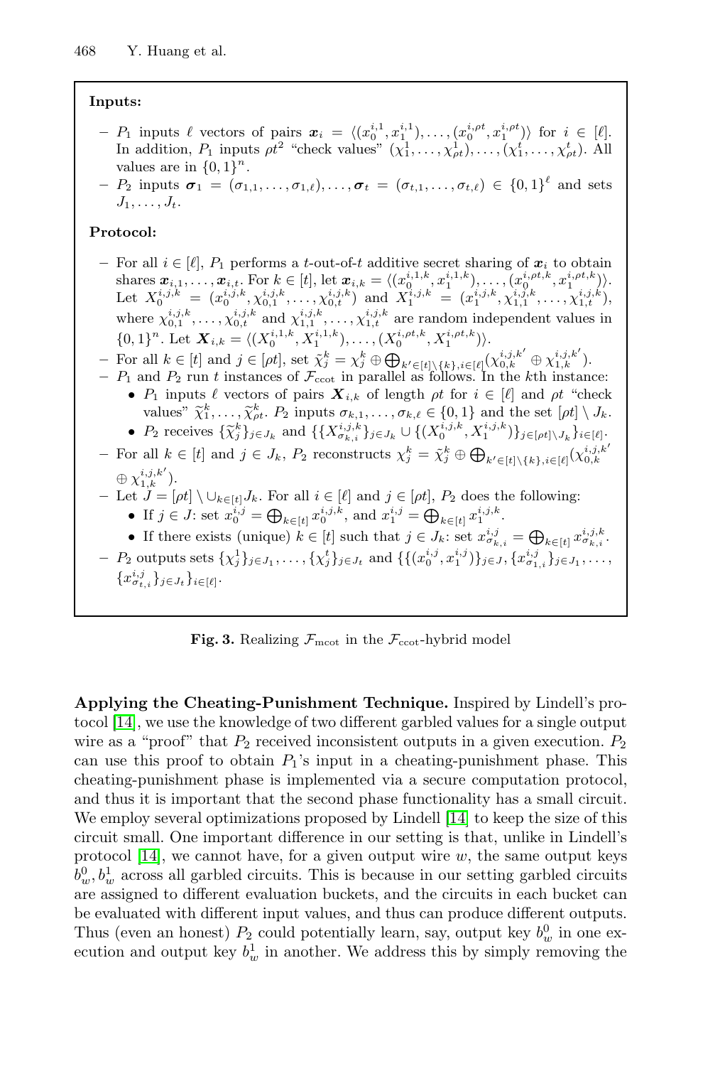**Inputs:**

- $P_1$ inputs $\ell$ vectors of pairs $\boldsymbol{x}_i = \langle (x_0^{i,1}, x_1^{i,1}), \ldots, (x_0^{i,\rho t}, x_1^{i,\rho t}) \rangle$ for $i \in [\ell]$. In addition, $P_1$ inputs $\rho t^2$ "check values" $(\chi_1^1, \ldots, \chi_{\rho t}^1), \ldots, (\chi_1^t, \ldots, \chi_{\rho t}^t)$. All values are in $\{0,1\}^n$.
- $P_2$ inputs $\boldsymbol{\sigma}_1 = (\sigma_{1,1}, \ldots, \sigma_{1,\ell}), \ldots, \boldsymbol{\sigma}_t = (\sigma_{t,1}, \ldots, \sigma_{t,\ell}) \in \{0,1\}^\ell$ and sets $J_1, \ldots, J_t$.

**Protocol:**

- For all $i \in [\ell]$, $P_1$ performs a $t$-out-of-$t$ additive secret sharing of $\boldsymbol{x}_i$ to obtain shares $\boldsymbol{x}_{i,1}, \ldots, \boldsymbol{x}_{i,t}$. For $k \in [t]$, let $\boldsymbol{x}_{i,k} = \langle (x_0^{i,1,k}, x_1^{i,1,k}), \ldots, (x_0^{i,\rho t,k}, x_1^{i,\rho t,k}) \rangle$. Let $X_0^{i,j,k} = (x_0^{i,j,k}, \chi_{0,1}^{i,j,k}, \ldots, \chi_{0,t}^{i,j,k})$ and $X_1^{i,j,k} = (x_1^{i,j,k}, \chi_{1,1}^{i,j,k}, \ldots, \chi_{1,t}^{i,j,k})$, where $\chi_{0,1}^{i,j,k}, \ldots, \chi_{0,t}^{i,j,k}$ and $\chi_{1,1}^{i,j,k}, \ldots, \chi_{1,t}^{i,j,k}$ are random independent values in $\{0,1\}^n$. Let $\boldsymbol{X}_{i,k} = \langle (X_0^{i,1,k}, X_1^{i,1,k}), \ldots, (X_0^{i,\rho t,k}, X_1^{i,\rho t,k}) \rangle$.
- For all $k \in [t]$ and $j \in [\rho t]$, set $\tilde{\chi}_j^k = \chi_j^k \oplus \bigoplus_{k' \in [t] \setminus \{k\}, i \in [\ell]} (\chi_{0,k}^{i,j,k'} \oplus \chi_{1,k}^{i,j,k'})$.
- $P_1$ and $P_2$ run $t$ instances of $\mathcal{F}_{\text{ccot}}$ in parallel as follows. In the $k$th instance:
  - $P_1$ inputs $\ell$ vectors of pairs $\boldsymbol{X}_{i,k}$ of length $\rho t$ for $i \in [\ell]$ and $\rho t$ "check values" $\widetilde{\chi}_1^k, \ldots, \widetilde{\chi}_{\rho t}^k$. $P_2$ inputs $\sigma_{k,1}, \ldots, \sigma_{k,\ell} \in \{0,1\}$ and the set $[\rho t] \setminus J_k$.
  - $P_2$ receives $\{\widetilde{\chi}_j^k\}_{j \in J_k}$ and $\{\{X_{\sigma_{k,i}}^{i,j,k}\}_{j \in J_k} \cup \{(X_0^{i,j,k}, X_1^{i,j,k})\}_{j \in [\rho t] \setminus J_k}\}_{i \in [\ell]}$.
- For all $k \in [t]$ and $j \in J_k$, $P_2$ reconstructs $\chi_j^k = \tilde{\chi}_j^k \oplus \bigoplus_{k' \in [t] \setminus \{k\}, i \in [\ell]} (\chi_{0,k}^{i,j,k'} \oplus \chi_{1,k}^{i,j,k'})$.
- Let $J = [\rho t] \setminus \cup_{k \in [t]} J_k$. For all $i \in [\ell]$ and $j \in [\rho t]$, $P_2$ does the following:
  - If $j \in J$: set $x_0^{i,j} = \bigoplus_{k \in [t]} x_0^{i,j,k}$, and $x_1^{i,j} = \bigoplus_{k \in [t]} x_1^{i,j,k}$.
  - If there exists (unique) $k \in [t]$ such that $j \in J_k$: set $x_{\sigma_{k,i}}^{i,j} = \bigoplus_{k \in [t]} x_{\sigma_{k,i}}^{i,j,k}$.
- $P_2$ outputs sets $\{\chi_j^1\}_{j \in J_1}, \ldots, \{\chi_j^t\}_{j \in J_t}$ and $\{\{(x_0^{i,j}, x_1^{i,j})\}_{j \in J}, \{x_{\sigma_{1,i}}^{i,j}\}_{j \in J_1}, \ldots, \{x_{\sigma_{t,i}}^{i,j}\}_{j \in J_t}\}_{i \in [\ell]}$.

**Fig. 3.** Realizing $\mathcal{F}_{\text{mcot}}$ in the $\mathcal{F}_{\text{ccot}}$-hybrid model

**Applying the Cheating-Punishment Technique.** Inspired by Lindell's protocol [14], we use the knowledge of two different garbled values for a single output wire as a "proof" that $P_2$ received inconsistent outputs in a given execution. $P_2$ can use this proof to obtain $P_1$'s input in a cheating-punishment phase. This cheating-punishment phase is implemented via a secure computation protocol, and thus it is important that the second phase functionality has a small circuit. We employ several optimizations proposed by Lindell [14] to keep the size of this circuit small. One important difference in our setting is that, unlike in Lindell's protocol [14], we cannot have, for a given output wire $w$, the same output keys $b_w^0, b_w^1$ across all garbled circuits. This is because in our setting garbled circuits are assigned to different evaluation buckets, and the circuits in each bucket can be evaluated with different input values, and thus can produce different outputs. Thus (even an honest) $P_2$ could potentially learn, say, output key $b_w^0$ in one execution and output key $b_w^1$ in another. We address this by simply removing the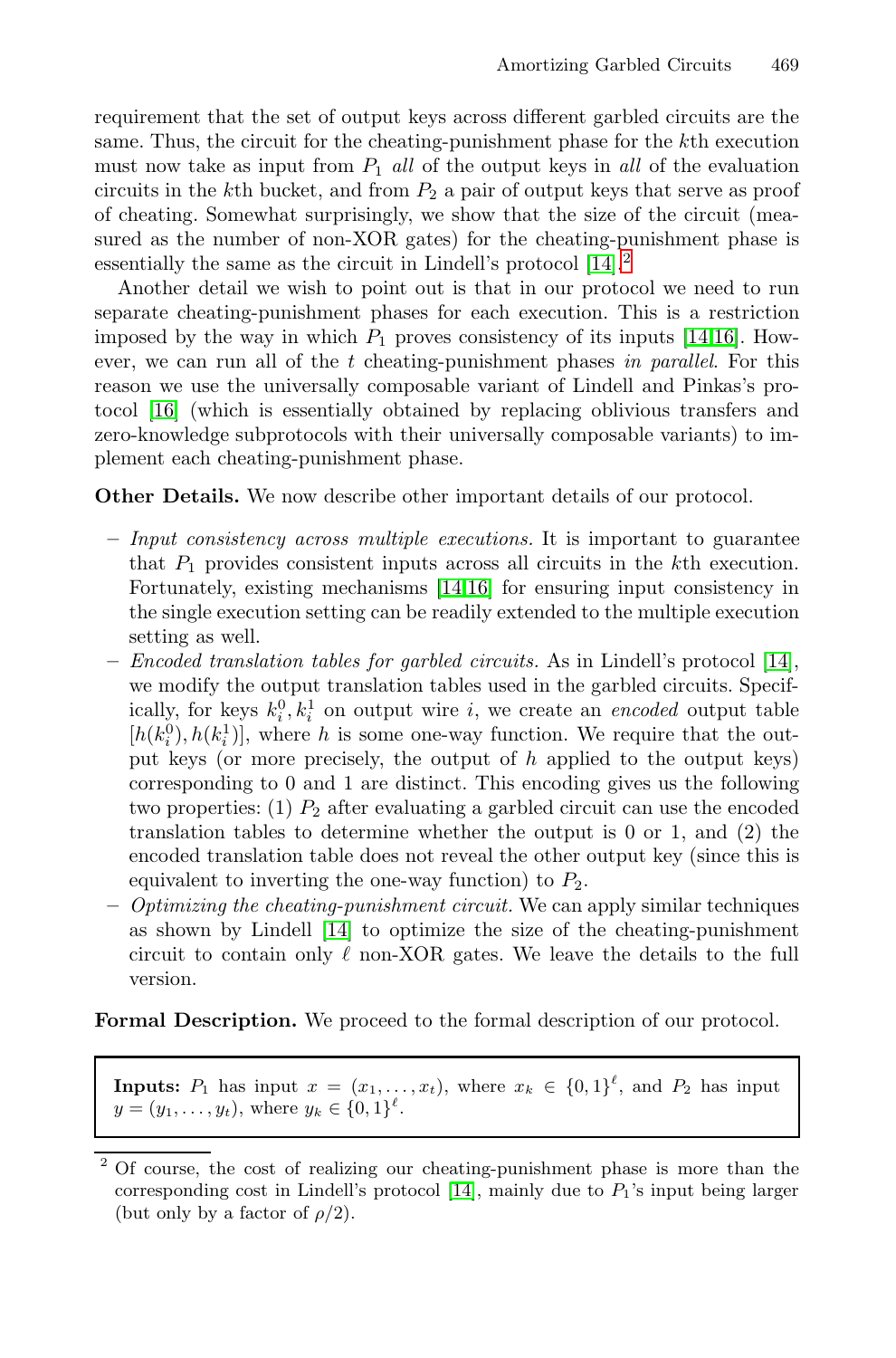requirement that the set of output keys across different garbled circuits are the same. Thus, the circuit for the cheating-punishment phase for the $k$th execution must now take as input from $P_1$ *all* of the output keys in *all* of the evaluation circuits in the $k$th bucket, and from $P_2$ a pair of output keys that serve as proof of cheating. Somewhat surprisingly, we show that the size of the circuit (measured as the number of non-XOR gates) for the cheating-punishment phase is essentially the same as the circuit in Lindell's protocol [14].[2]

Another detail we wish to point out is that in our protocol we need to run separate cheating-punishment phases for each execution. This is a restriction imposed by the way in which $P_1$ proves consistency of its inputs [14,16]. However, we can run all of the $t$ cheating-punishment phases *in parallel*. For this reason we use the universally composable variant of Lindell and Pinkas's protocol [16] (which is essentially obtained by replacing oblivious transfers and zero-knowledge subprotocols with their universally composable variants) to implement each cheating-punishment phase.

**Other Details.** We now describe other important details of our protocol.

- *Input consistency across multiple executions.* It is important to guarantee that $P_1$ provides consistent inputs across all circuits in the $k$th execution. Fortunately, existing mechanisms [14,16] for ensuring input consistency in the single execution setting can be readily extended to the multiple execution setting as well.
- *Encoded translation tables for garbled circuits.* As in Lindell's protocol [14], we modify the output translation tables used in the garbled circuits. Specifically, for keys $k_i^0, k_i^1$ on output wire $i$, we create an *encoded* output table $[h(k_i^0), h(k_i^1)]$, where $h$ is some one-way function. We require that the output keys (or more precisely, the output of $h$ applied to the output keys) corresponding to 0 and 1 are distinct. This encoding gives us the following two properties: (1) $P_2$ after evaluating a garbled circuit can use the encoded translation tables to determine whether the output is 0 or 1, and (2) the encoded translation table does not reveal the other output key (since this is equivalent to inverting the one-way function) to $P_2$.
- *Optimizing the cheating-punishment circuit.* We can apply similar techniques as shown by Lindell [14] to optimize the size of the cheating-punishment circuit to contain only $\ell$ non-XOR gates. We leave the details to the full version.

**Formal Description.** We proceed to the formal description of our protocol.

**Inputs:** $P_1$ has input $x = (x_1, \ldots, x_t)$, where $x_k \in \{0,1\}^\ell$, and $P_2$ has input $y = (y_1, \ldots, y_t)$, where $y_k \in \{0,1\}^\ell$.

[2] Of course, the cost of realizing our cheating-punishment phase is more than the corresponding cost in Lindell's protocol [14], mainly due to $P_1$'s input being larger (but only by a factor of $\rho/2$).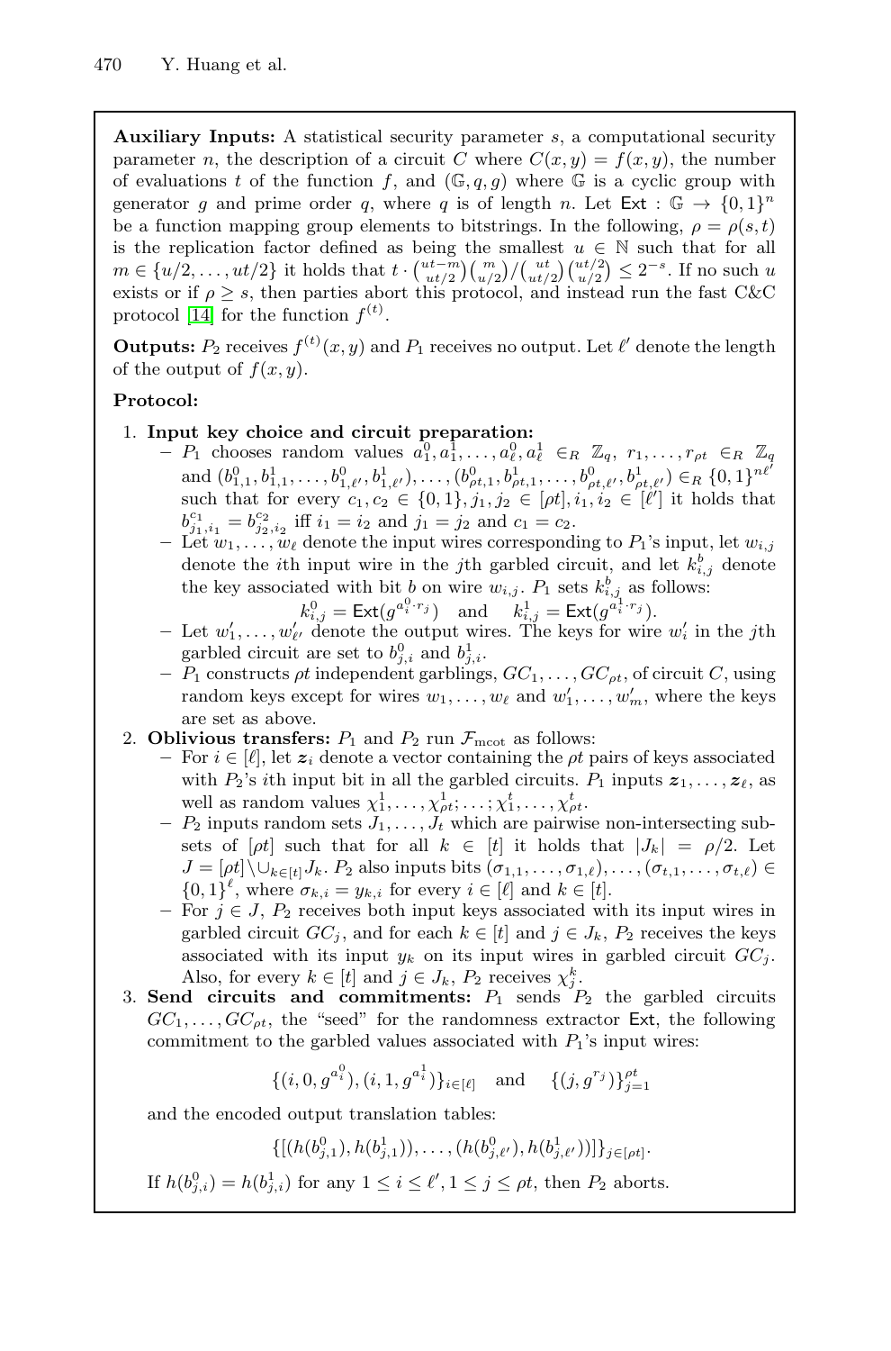**Auxiliary Inputs:** A statistical security parameter $s$, a computational security parameter $n$, the description of a circuit $C$ where $C(x, y) = f(x, y)$, the number of evaluations $t$ of the function $f$, and $(\mathbb{G}, q, g)$ where $\mathbb{G}$ is a cyclic group with generator $g$ and prime order $q$, where $q$ is of length $n$. Let $\mathsf{Ext} : \mathbb{G} \to \{0,1\}^n$ be a function mapping group elements to bitstrings. In the following, $\rho = \rho(s,t)$ is the replication factor defined as being the smallest $u \in \mathbb{N}$ such that for all $m \in \{u/2, \ldots, ut/2\}$ it holds that $t \cdot \binom{ut-m}{ut/2}\binom{m}{u/2}/\binom{ut}{ut/2}\binom{ut/2}{u/2} \leq 2^{-s}$. If no such $u$ exists or if $\rho \geq s$, then parties abort this protocol, and instead run the fast C&C protocol [14] for the function $f^{(t)}$.

**Outputs:** $P_2$ receives $f^{(t)}(x, y)$ and $P_1$ receives no output. Let $\ell'$ denote the length of the output of $f(x, y)$.

**Protocol:**

1. **Input key choice and circuit preparation:**
   - $P_1$ chooses random values $a_1^0, a_1^1, \ldots, a_\ell^0, a_\ell^1 \in_R \mathbb{Z}_q$, $r_1, \ldots, r_{\rho t} \in_R \mathbb{Z}_q$ and $(b_{1,1}^0, b_{1,1}^1, \ldots, b_{1,\ell'}^0, b_{1,\ell'}^1), \ldots, (b_{\rho t,1}^0, b_{\rho t,1}^1, \ldots, b_{\rho t,\ell'}^0, b_{\rho t,\ell'}^1) \in_R \{0,1\}^{n\ell'}$ such that for every $c_1, c_2 \in \{0,1\}, j_1, j_2 \in [\rho t], i_1, i_2 \in [\ell']$ it holds that $b_{j_1,i_1}^{c_1} = b_{j_2,i_2}^{c_2}$ iff $i_1 = i_2$ and $j_1 = j_2$ and $c_1 = c_2$.
   - Let $w_1, \ldots, w_\ell$ denote the input wires corresponding to $P_1$'s input, let $w_{i,j}$ denote the $i$th input wire in the $j$th garbled circuit, and let $k_{i,j}^b$ denote the key associated with bit $b$ on wire $w_{i,j}$. $P_1$ sets $k_{i,j}^b$ as follows:
   $$k_{i,j}^0 = \mathsf{Ext}(g^{a_i^0 \cdot r_j}) \quad \text{and} \quad k_{i,j}^1 = \mathsf{Ext}(g^{a_i^1 \cdot r_j}).$$
   - Let $w'_1, \ldots, w'_{\ell'}$ denote the output wires. The keys for wire $w'_i$ in the $j$th garbled circuit are set to $b_{j,i}^0$ and $b_{j,i}^1$.
   - $P_1$ constructs $\rho t$ independent garblings, $GC_1, \ldots, GC_{\rho t}$, of circuit $C$, using random keys except for wires $w_1, \ldots, w_\ell$ and $w'_1, \ldots, w'_m$, where the keys are set as above.
2. **Oblivious transfers:** $P_1$ and $P_2$ run $\mathcal{F}_{\mathrm{mcot}}$ as follows:
   - For $i \in [\ell]$, let $\boldsymbol{z}_i$ denote a vector containing the $\rho t$ pairs of keys associated with $P_2$'s $i$th input bit in all the garbled circuits. $P_1$ inputs $\boldsymbol{z}_1, \ldots, \boldsymbol{z}_\ell$, as well as random values $\chi_1^1, \ldots, \chi_{\rho t}^1; \ldots; \chi_1^t, \ldots, \chi_{\rho t}^t$.
   - $P_2$ inputs random sets $J_1, \ldots, J_t$ which are pairwise non-intersecting subsets of $[\rho t]$ such that for all $k \in [t]$ it holds that $|J_k| = \rho/2$. Let $J = [\rho t] \setminus \cup_{k \in [t]} J_k$. $P_2$ also inputs bits $(\sigma_{1,1}, \ldots, \sigma_{1,\ell}), \ldots, (\sigma_{t,1}, \ldots, \sigma_{t,\ell}) \in \{0,1\}^\ell$, where $\sigma_{k,i} = y_{k,i}$ for every $i \in [\ell]$ and $k \in [t]$.
   - For $j \in J$, $P_2$ receives both input keys associated with its input wires in garbled circuit $GC_j$, and for each $k \in [t]$ and $j \in J_k$, $P_2$ receives the keys associated with its input $y_k$ on its input wires in garbled circuit $GC_j$. Also, for every $k \in [t]$ and $j \in J_k$, $P_2$ receives $\chi_j^k$.
3. **Send circuits and commitments:** $P_1$ sends $P_2$ the garbled circuits $GC_1, \ldots, GC_{\rho t}$, the "seed" for the randomness extractor $\mathsf{Ext}$, the following commitment to the garbled values associated with $P_1$'s input wires:
$$\{(i, 0, g^{a_i^0}), (i, 1, g^{a_i^1})\}_{i \in [\ell]} \quad \text{and} \quad \{(j, g^{r_j})\}_{j=1}^{\rho t}$$
and the encoded output translation tables:
$$\{[(h(b_{j,1}^0), h(b_{j,1}^1)), \ldots, (h(b_{j,\ell'}^0), h(b_{j,\ell'}^1))]\}_{j \in [\rho t]}.$$
If $h(b_{j,i}^0) = h(b_{j,i}^1)$ for any $1 \leq i \leq \ell', 1 \leq j \leq \rho t$, then $P_2$ aborts.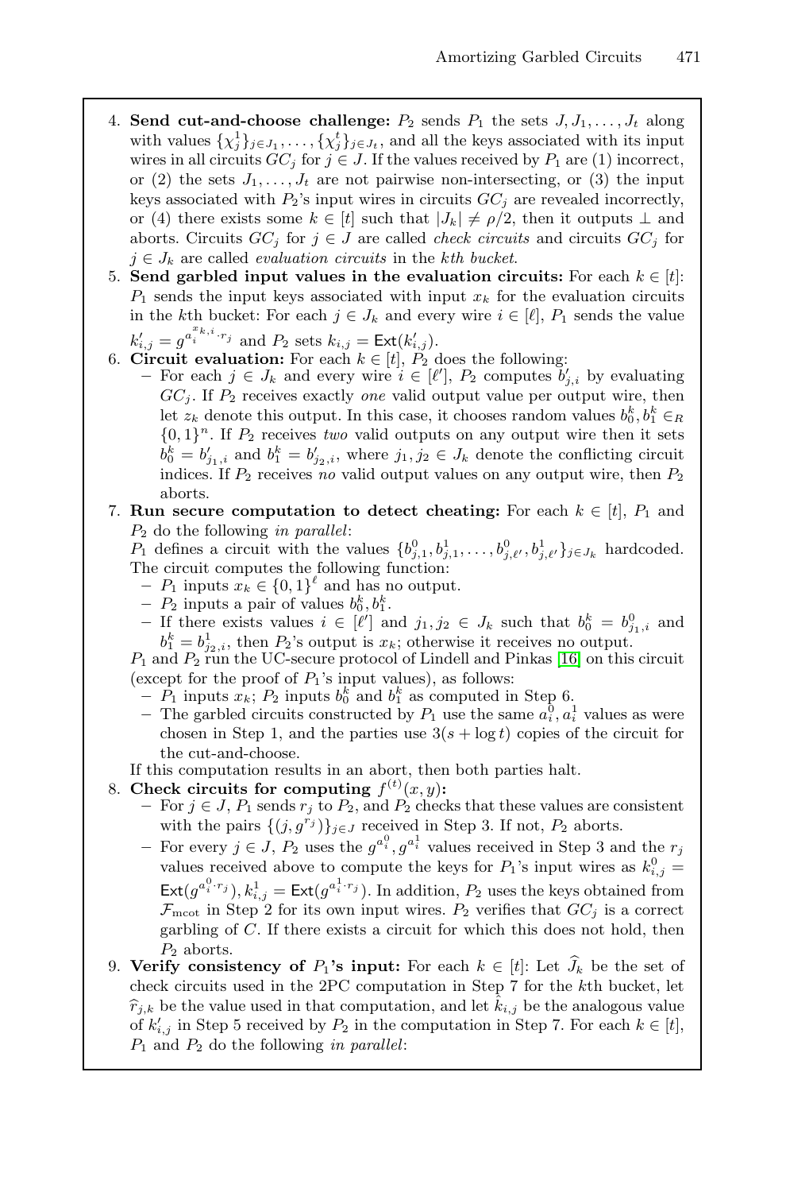4. **Send cut-and-choose challenge:** $P_2$ sends $P_1$ the sets $J, J_1, \ldots, J_t$ along with values $\{\chi_j^1\}_{j \in J_1}, \ldots, \{\chi_j^t\}_{j \in J_t}$, and all the keys associated with its input wires in all circuits $GC_j$ for $j \in J$. If the values received by $P_1$ are (1) incorrect, or (2) the sets $J_1, \ldots, J_t$ are not pairwise non-intersecting, or (3) the input keys associated with $P_2$'s input wires in circuits $GC_j$ are revealed incorrectly, or (4) there exists some $k \in [t]$ such that $|J_k| \neq \rho/2$, then it outputs $\perp$ and aborts. Circuits $GC_j$ for $j \in J$ are called *check circuits* and circuits $GC_j$ for $j \in J_k$ are called *evaluation circuits* in the *kth bucket*.
5. **Send garbled input values in the evaluation circuits:** For each $k \in [t]$: $P_1$ sends the input keys associated with input $x_k$ for the evaluation circuits in the $k$th bucket: For each $j \in J_k$ and every wire $i \in [\ell]$, $P_1$ sends the value $k'_{i,j} = g^{a_i^{x_{k,i}} \cdot r_j}$ and $P_2$ sets $k_{i,j} = \mathsf{Ext}(k'_{i,j})$.
6. **Circuit evaluation:** For each $k \in [t]$, $P_2$ does the following:
   - For each $j \in J_k$ and every wire $i \in [\ell']$, $P_2$ computes $b'_{j,i}$ by evaluating $GC_j$. If $P_2$ receives exactly *one* valid output value per output wire, then let $z_k$ denote this output. In this case, it chooses random values $b_0^k, b_1^k \in_R \{0,1\}^n$. If $P_2$ receives *two* valid outputs on any output wire then it sets $b_0^k = b'_{j_1,i}$ and $b_1^k = b'_{j_2,i}$, where $j_1, j_2 \in J_k$ denote the conflicting circuit indices. If $P_2$ receives *no* valid output values on any output wire, then $P_2$ aborts.
7. **Run secure computation to detect cheating:** For each $k \in [t]$, $P_1$ and $P_2$ do the following *in parallel*:
   $P_1$ defines a circuit with the values $\{b_{j,1}^0, b_{j,1}^1, \ldots, b_{j,\ell'}^0, b_{j,\ell'}^1\}_{j \in J_k}$ hardcoded. The circuit computes the following function:
   - $P_1$ inputs $x_k \in \{0,1\}^\ell$ and has no output.
   - $P_2$ inputs a pair of values $b_0^k, b_1^k$.
   - If there exists values $i \in [\ell']$ and $j_1, j_2 \in J_k$ such that $b_0^k = b_{j_1,i}^0$ and $b_1^k = b_{j_2,i}^1$, then $P_2$'s output is $x_k$; otherwise it receives no output.

   $P_1$ and $P_2$ run the UC-secure protocol of Lindell and Pinkas [16] on this circuit (except for the proof of $P_1$'s input values), as follows:
   - $P_1$ inputs $x_k$; $P_2$ inputs $b_0^k$ and $b_1^k$ as computed in Step 6.
   - The garbled circuits constructed by $P_1$ use the same $a_i^0, a_i^1$ values as were chosen in Step 1, and the parties use $3(s + \log t)$ copies of the circuit for the cut-and-choose.

   If this computation results in an abort, then both parties halt.
8. **Check circuits for computing $f^{(t)}(x,y)$:**
   - For $j \in J$, $P_1$ sends $r_j$ to $P_2$, and $P_2$ checks that these values are consistent with the pairs $\{(j, g^{r_j})\}_{j \in J}$ received in Step 3. If not, $P_2$ aborts.
   - For every $j \in J$, $P_2$ uses the $g^{a_i^0}, g^{a_i^1}$ values received in Step 3 and the $r_j$ values received above to compute the keys for $P_1$'s input wires as $k_{i,j}^0 = \mathsf{Ext}(g^{a_i^0 \cdot r_j}), k_{i,j}^1 = \mathsf{Ext}(g^{a_i^1 \cdot r_j})$. In addition, $P_2$ uses the keys obtained from $\mathcal{F}_{\text{mcot}}$ in Step 2 for its own input wires. $P_2$ verifies that $GC_j$ is a correct garbling of $C$. If there exists a circuit for which this does not hold, then $P_2$ aborts.
9. **Verify consistency of $P_1$'s input:** For each $k \in [t]$: Let $\widehat{J}_k$ be the set of check circuits used in the 2PC computation in Step 7 for the $k$th bucket, let $\widehat{r}_{j,k}$ be the value used in that computation, and let $\hat{k}_{i,j}$ be the analogous value of $k'_{i,j}$ in Step 5 received by $P_2$ in the computation in Step 7. For each $k \in [t]$, $P_1$ and $P_2$ do the following *in parallel*: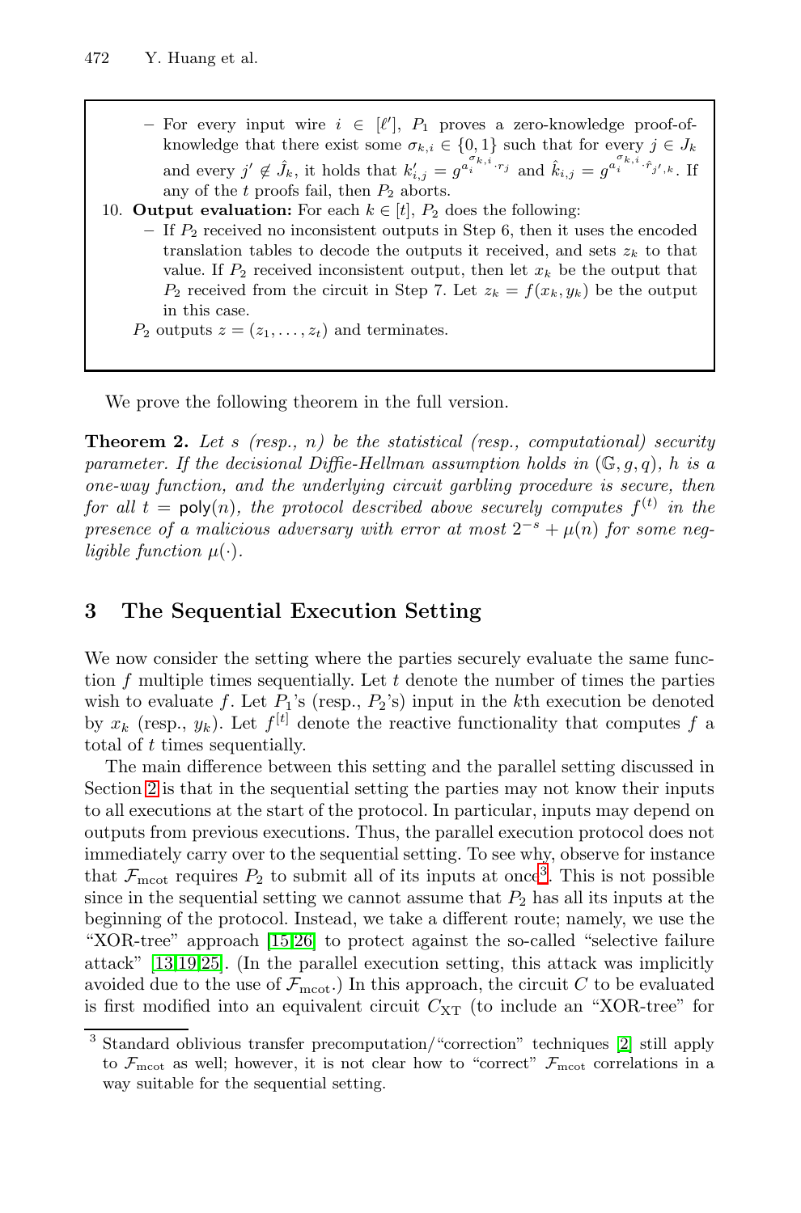- For every input wire $i \in [\ell']$, $P_1$ proves a zero-knowledge proof-of-knowledge that there exist some $\sigma_{k,i} \in \{0,1\}$ such that for every $j \in J_k$ and every $j' \notin \hat{J}_k$, it holds that $k'_{i,j} = g^{a_i^{\sigma_{k,i}} \cdot r_j}$ and $\hat{k}_{i,j} = g^{a_i^{\sigma_{k,i}} \cdot \hat{r}_{j',k}}$. If any of the $t$ proofs fail, then $P_2$ aborts.

10. **Output evaluation:** For each $k \in [t]$, $P_2$ does the following:
    - If $P_2$ received no inconsistent outputs in Step 6, then it uses the encoded translation tables to decode the outputs it received, and sets $z_k$ to that value. If $P_2$ received inconsistent output, then let $x_k$ be the output that $P_2$ received from the circuit in Step 7. Let $z_k = f(x_k, y_k)$ be the output in this case.

    $P_2$ outputs $z = (z_1, \ldots, z_t)$ and terminates.

We prove the following theorem in the full version.

**Theorem 2.** *Let $s$ (resp., $n$) be the statistical (resp., computational) security parameter. If the decisional Diffie-Hellman assumption holds in $(\mathbb{G}, g, q)$, $h$ is a one-way function, and the underlying circuit garbling procedure is secure, then for all $t = \mathsf{poly}(n)$, the protocol described above securely computes $f^{(t)}$ in the presence of a malicious adversary with error at most $2^{-s} + \mu(n)$ for some negligible function $\mu(\cdot)$.*

## 3 The Sequential Execution Setting

We now consider the setting where the parties securely evaluate the same function $f$ multiple times sequentially. Let $t$ denote the number of times the parties wish to evaluate $f$. Let $P_1$'s (resp., $P_2$'s) input in the $k$th execution be denoted by $x_k$ (resp., $y_k$). Let $f^{[t]}$ denote the reactive functionality that computes $f$ a total of $t$ times sequentially.

The main difference between this setting and the parallel setting discussed in Section 2 is that in the sequential setting the parties may not know their inputs to all executions at the start of the protocol. In particular, inputs may depend on outputs from previous executions. Thus, the parallel execution protocol does not immediately carry over to the sequential setting. To see why, observe for instance that $\mathcal{F}_{\text{mcot}}$ requires $P_2$ to submit all of its inputs at once[3]. This is not possible since in the sequential setting we cannot assume that $P_2$ has all its inputs at the beginning of the protocol. Instead, we take a different route; namely, we use the "XOR-tree" approach [15,26] to protect against the so-called "selective failure attack" [13,19,25]. (In the parallel execution setting, this attack was implicitly avoided due to the use of $\mathcal{F}_{\text{mcot}}$.) In this approach, the circuit $C$ to be evaluated is first modified into an equivalent circuit $C_{\text{XT}}$ (to include an "XOR-tree" for

[3] Standard oblivious transfer precomputation/"correction" techniques [2] still apply to $\mathcal{F}_{\text{mcot}}$ as well; however, it is not clear how to "correct" $\mathcal{F}_{\text{mcot}}$ correlations in a way suitable for the sequential setting.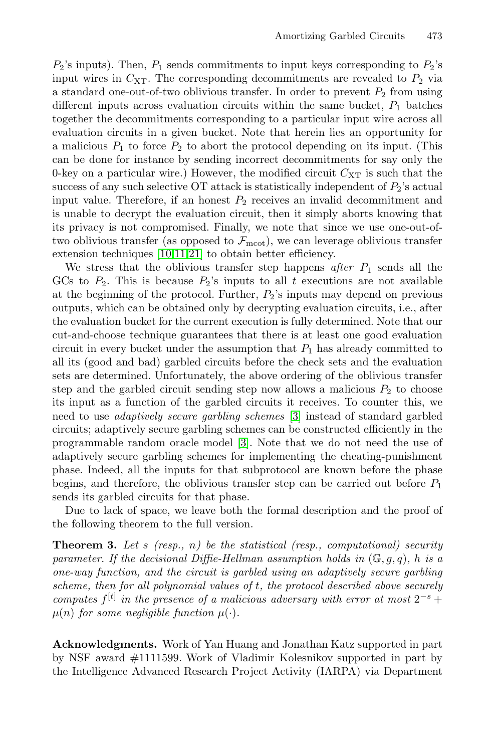$P_2$'s inputs). Then, $P_1$ sends commitments to input keys corresponding to $P_2$'s input wires in $C_{\text{XT}}$. The corresponding decommitments are revealed to $P_2$ via a standard one-out-of-two oblivious transfer. In order to prevent $P_2$ from using different inputs across evaluation circuits within the same bucket, $P_1$ batches together the decommitments corresponding to a particular input wire across all evaluation circuits in a given bucket. Note that herein lies an opportunity for a malicious $P_1$ to force $P_2$ to abort the protocol depending on its input. (This can be done for instance by sending incorrect decommitments for say only the 0-key on a particular wire.) However, the modified circuit $C_{\text{XT}}$ is such that the success of any such selective OT attack is statistically independent of $P_2$'s actual input value. Therefore, if an honest $P_2$ receives an invalid decommitment and is unable to decrypt the evaluation circuit, then it simply aborts knowing that its privacy is not compromised. Finally, we note that since we use one-out-of-two oblivious transfer (as opposed to $\mathcal{F}_{\text{mcot}}$), we can leverage oblivious transfer extension techniques [10,11,21] to obtain better efficiency.

We stress that the oblivious transfer step happens *after* $P_1$ sends all the GCs to $P_2$. This is because $P_2$'s inputs to all $t$ executions are not available at the beginning of the protocol. Further, $P_2$'s inputs may depend on previous outputs, which can be obtained only by decrypting evaluation circuits, i.e., after the evaluation bucket for the current execution is fully determined. Note that our cut-and-choose technique guarantees that there is at least one good evaluation circuit in every bucket under the assumption that $P_1$ has already committed to all its (good and bad) garbled circuits before the check sets and the evaluation sets are determined. Unfortunately, the above ordering of the oblivious transfer step and the garbled circuit sending step now allows a malicious $P_2$ to choose its input as a function of the garbled circuits it receives. To counter this, we need to use *adaptively secure garbling schemes* [3] instead of standard garbled circuits; adaptively secure garbling schemes can be constructed efficiently in the programmable random oracle model [3]. Note that we do not need the use of adaptively secure garbling schemes for implementing the cheating-punishment phase. Indeed, all the inputs for that subprotocol are known before the phase begins, and therefore, the oblivious transfer step can be carried out before $P_1$ sends its garbled circuits for that phase.

Due to lack of space, we leave both the formal description and the proof of the following theorem to the full version.

**Theorem 3.** *Let $s$ (resp., $n$) be the statistical (resp., computational) security parameter. If the decisional Diffie-Hellman assumption holds in $(\mathbb{G}, g, q)$, $h$ is a one-way function, and the circuit is garbled using an adaptively secure garbling scheme, then for all polynomial values of $t$, the protocol described above securely computes $f^{[t]}$ in the presence of a malicious adversary with error at most $2^{-s} + \mu(n)$ for some negligible function $\mu(\cdot)$.*

**Acknowledgments.** Work of Yan Huang and Jonathan Katz supported in part by NSF award #1111599. Work of Vladimir Kolesnikov supported in part by the Intelligence Advanced Research Project Activity (IARPA) via Department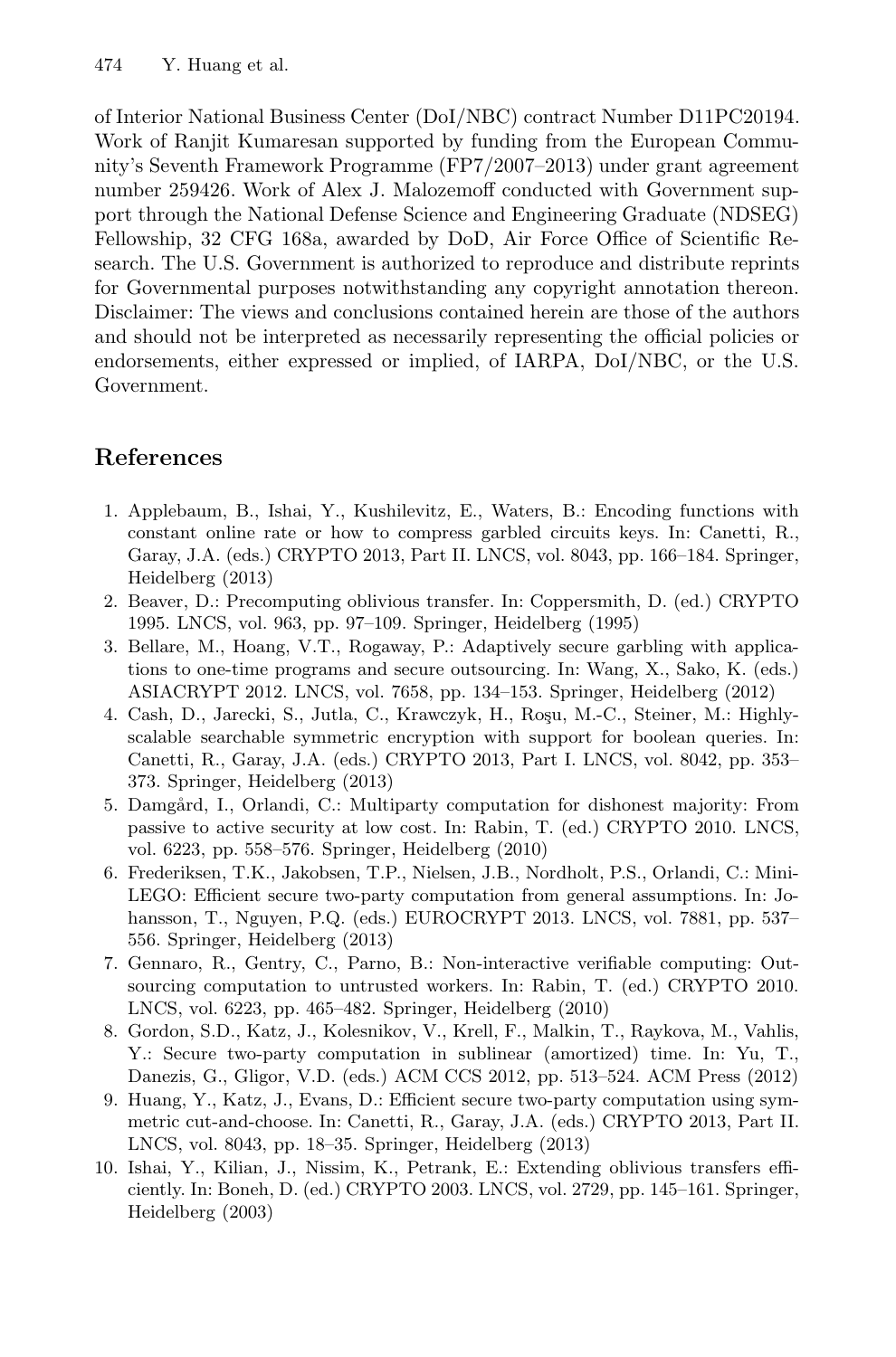of Interior National Business Center (DoI/NBC) contract Number D11PC20194. Work of Ranjit Kumaresan supported by funding from the European Community's Seventh Framework Programme (FP7/2007–2013) under grant agreement number 259426. Work of Alex J. Malozemoff conducted with Government support through the National Defense Science and Engineering Graduate (NDSEG) Fellowship, 32 CFG 168a, awarded by DoD, Air Force Office of Scientific Research. The U.S. Government is authorized to reproduce and distribute reprints for Governmental purposes notwithstanding any copyright annotation thereon. Disclaimer: The views and conclusions contained herein are those of the authors and should not be interpreted as necessarily representing the official policies or endorsements, either expressed or implied, of IARPA, DoI/NBC, or the U.S. Government.

## References

1. Applebaum, B., Ishai, Y., Kushilevitz, E., Waters, B.: Encoding functions with constant online rate or how to compress garbled circuits keys. In: Canetti, R., Garay, J.A. (eds.) CRYPTO 2013, Part II. LNCS, vol. 8043, pp. 166–184. Springer, Heidelberg (2013)
2. Beaver, D.: Precomputing oblivious transfer. In: Coppersmith, D. (ed.) CRYPTO 1995. LNCS, vol. 963, pp. 97–109. Springer, Heidelberg (1995)
3. Bellare, M., Hoang, V.T., Rogaway, P.: Adaptively secure garbling with applications to one-time programs and secure outsourcing. In: Wang, X., Sako, K. (eds.) ASIACRYPT 2012. LNCS, vol. 7658, pp. 134–153. Springer, Heidelberg (2012)
4. Cash, D., Jarecki, S., Jutla, C., Krawczyk, H., Roşu, M.-C., Steiner, M.: Highly-scalable searchable symmetric encryption with support for boolean queries. In: Canetti, R., Garay, J.A. (eds.) CRYPTO 2013, Part I. LNCS, vol. 8042, pp. 353–373. Springer, Heidelberg (2013)
5. Damgård, I., Orlandi, C.: Multiparty computation for dishonest majority: From passive to active security at low cost. In: Rabin, T. (ed.) CRYPTO 2010. LNCS, vol. 6223, pp. 558–576. Springer, Heidelberg (2010)
6. Frederiksen, T.K., Jakobsen, T.P., Nielsen, J.B., Nordholt, P.S., Orlandi, C.: MiniLEGO: Efficient secure two-party computation from general assumptions. In: Johansson, T., Nguyen, P.Q. (eds.) EUROCRYPT 2013. LNCS, vol. 7881, pp. 537–556. Springer, Heidelberg (2013)
7. Gennaro, R., Gentry, C., Parno, B.: Non-interactive verifiable computing: Outsourcing computation to untrusted workers. In: Rabin, T. (ed.) CRYPTO 2010. LNCS, vol. 6223, pp. 465–482. Springer, Heidelberg (2010)
8. Gordon, S.D., Katz, J., Kolesnikov, V., Krell, F., Malkin, T., Raykova, M., Vahlis, Y.: Secure two-party computation in sublinear (amortized) time. In: Yu, T., Danezis, G., Gligor, V.D. (eds.) ACM CCS 2012, pp. 513–524. ACM Press (2012)
9. Huang, Y., Katz, J., Evans, D.: Efficient secure two-party computation using symmetric cut-and-choose. In: Canetti, R., Garay, J.A. (eds.) CRYPTO 2013, Part II. LNCS, vol. 8043, pp. 18–35. Springer, Heidelberg (2013)
10. Ishai, Y., Kilian, J., Nissim, K., Petrank, E.: Extending oblivious transfers efficiently. In: Boneh, D. (ed.) CRYPTO 2003. LNCS, vol. 2729, pp. 145–161. Springer, Heidelberg (2003)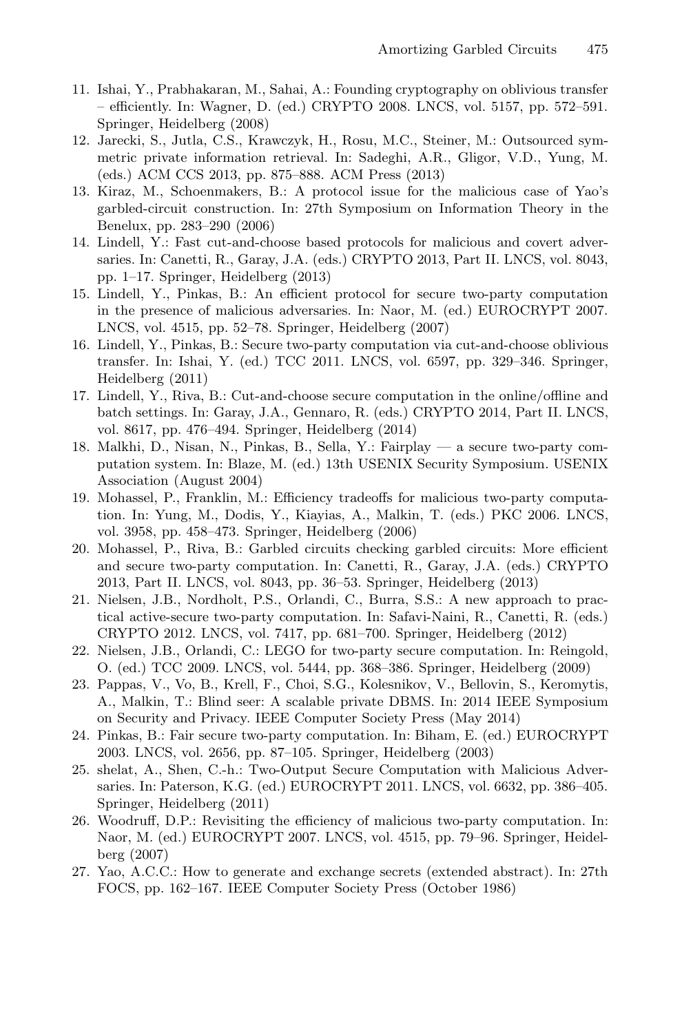11. Ishai, Y., Prabhakaran, M., Sahai, A.: Founding cryptography on oblivious transfer – efficiently. In: Wagner, D. (ed.) CRYPTO 2008. LNCS, vol. 5157, pp. 572–591. Springer, Heidelberg (2008)
12. Jarecki, S., Jutla, C.S., Krawczyk, H., Rosu, M.C., Steiner, M.: Outsourced symmetric private information retrieval. In: Sadeghi, A.R., Gligor, V.D., Yung, M. (eds.) ACM CCS 2013, pp. 875–888. ACM Press (2013)
13. Kiraz, M., Schoenmakers, B.: A protocol issue for the malicious case of Yao's garbled-circuit construction. In: 27th Symposium on Information Theory in the Benelux, pp. 283–290 (2006)
14. Lindell, Y.: Fast cut-and-choose based protocols for malicious and covert adversaries. In: Canetti, R., Garay, J.A. (eds.) CRYPTO 2013, Part II. LNCS, vol. 8043, pp. 1–17. Springer, Heidelberg (2013)
15. Lindell, Y., Pinkas, B.: An efficient protocol for secure two-party computation in the presence of malicious adversaries. In: Naor, M. (ed.) EUROCRYPT 2007. LNCS, vol. 4515, pp. 52–78. Springer, Heidelberg (2007)
16. Lindell, Y., Pinkas, B.: Secure two-party computation via cut-and-choose oblivious transfer. In: Ishai, Y. (ed.) TCC 2011. LNCS, vol. 6597, pp. 329–346. Springer, Heidelberg (2011)
17. Lindell, Y., Riva, B.: Cut-and-choose secure computation in the online/offline and batch settings. In: Garay, J.A., Gennaro, R. (eds.) CRYPTO 2014, Part II. LNCS, vol. 8617, pp. 476–494. Springer, Heidelberg (2014)
18. Malkhi, D., Nisan, N., Pinkas, B., Sella, Y.: Fairplay — a secure two-party computation system. In: Blaze, M. (ed.) 13th USENIX Security Symposium. USENIX Association (August 2004)
19. Mohassel, P., Franklin, M.: Efficiency tradeoffs for malicious two-party computation. In: Yung, M., Dodis, Y., Kiayias, A., Malkin, T. (eds.) PKC 2006. LNCS, vol. 3958, pp. 458–473. Springer, Heidelberg (2006)
20. Mohassel, P., Riva, B.: Garbled circuits checking garbled circuits: More efficient and secure two-party computation. In: Canetti, R., Garay, J.A. (eds.) CRYPTO 2013, Part II. LNCS, vol. 8043, pp. 36–53. Springer, Heidelberg (2013)
21. Nielsen, J.B., Nordholt, P.S., Orlandi, C., Burra, S.S.: A new approach to practical active-secure two-party computation. In: Safavi-Naini, R., Canetti, R. (eds.) CRYPTO 2012. LNCS, vol. 7417, pp. 681–700. Springer, Heidelberg (2012)
22. Nielsen, J.B., Orlandi, C.: LEGO for two-party secure computation. In: Reingold, O. (ed.) TCC 2009. LNCS, vol. 5444, pp. 368–386. Springer, Heidelberg (2009)
23. Pappas, V., Vo, B., Krell, F., Choi, S.G., Kolesnikov, V., Bellovin, S., Keromytis, A., Malkin, T.: Blind seer: A scalable private DBMS. In: 2014 IEEE Symposium on Security and Privacy. IEEE Computer Society Press (May 2014)
24. Pinkas, B.: Fair secure two-party computation. In: Biham, E. (ed.) EUROCRYPT 2003. LNCS, vol. 2656, pp. 87–105. Springer, Heidelberg (2003)
25. shelat, A., Shen, C.-h.: Two-Output Secure Computation with Malicious Adversaries. In: Paterson, K.G. (ed.) EUROCRYPT 2011. LNCS, vol. 6632, pp. 386–405. Springer, Heidelberg (2011)
26. Woodruff, D.P.: Revisiting the efficiency of malicious two-party computation. In: Naor, M. (ed.) EUROCRYPT 2007. LNCS, vol. 4515, pp. 79–96. Springer, Heidelberg (2007)
27. Yao, A.C.C.: How to generate and exchange secrets (extended abstract). In: 27th FOCS, pp. 162–167. IEEE Computer Society Press (October 1986)